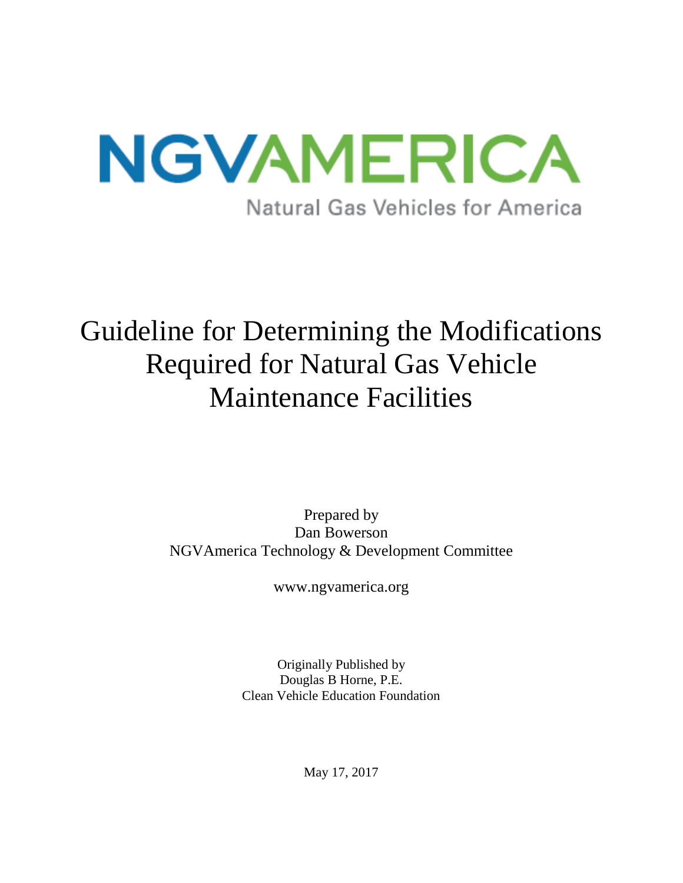NGVAMERICA

Natural Gas Vehicles for America

# Guideline for Determining the Modifications Required for Natural Gas Vehicle Maintenance Facilities

Prepared by
Dan Bowerson
NGVAmerica Technology & Development Committee

www.ngvamerica.org

Originally Published by
Douglas B Horne, P.E.
Clean Vehicle Education Foundation

May 17, 2017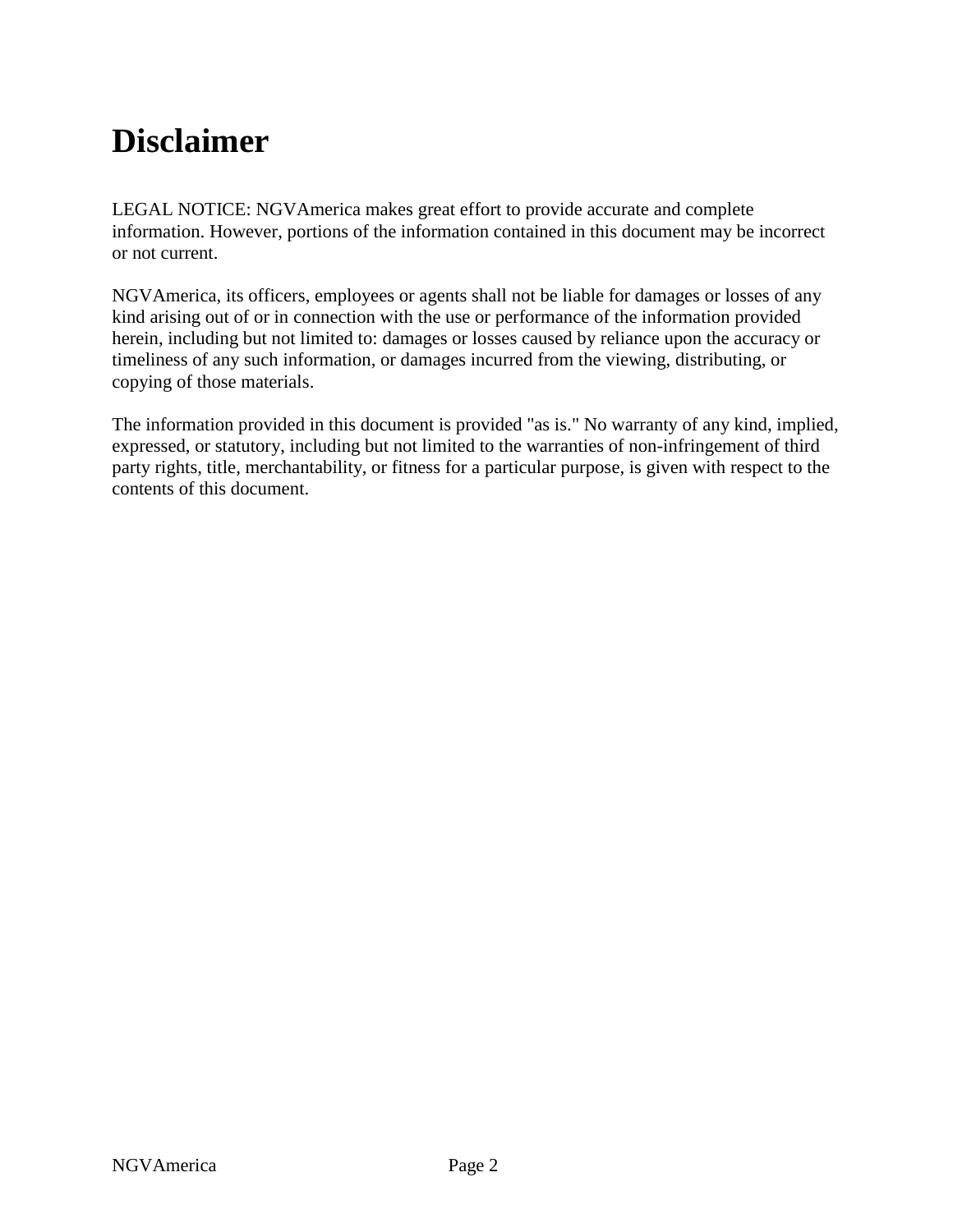# Disclaimer

LEGAL NOTICE: NGVAmerica makes great effort to provide accurate and complete information. However, portions of the information contained in this document may be incorrect or not current.

NGVAmerica, its officers, employees or agents shall not be liable for damages or losses of any kind arising out of or in connection with the use or performance of the information provided herein, including but not limited to: damages or losses caused by reliance upon the accuracy or timeliness of any such information, or damages incurred from the viewing, distributing, or copying of those materials.

The information provided in this document is provided "as is." No warranty of any kind, implied, expressed, or statutory, including but not limited to the warranties of non-infringement of third party rights, title, merchantability, or fitness for a particular purpose, is given with respect to the contents of this document.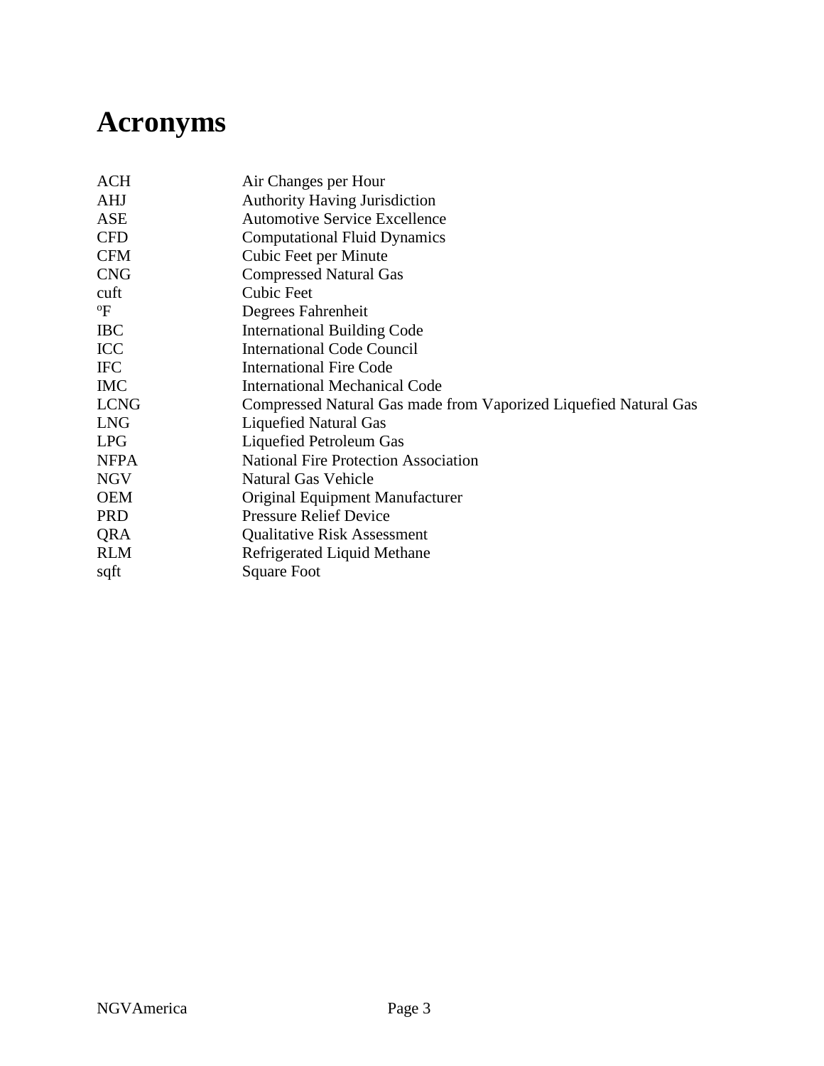# Acronyms

| | |
|---|---|
| ACH | Air Changes per Hour |
| AHJ | Authority Having Jurisdiction |
| ASE | Automotive Service Excellence |
| CFD | Computational Fluid Dynamics |
| CFM | Cubic Feet per Minute |
| CNG | Compressed Natural Gas |
| cuft | Cubic Feet |
| ºF | Degrees Fahrenheit |
| IBC | International Building Code |
| ICC | International Code Council |
| IFC | International Fire Code |
| IMC | International Mechanical Code |
| LCNG | Compressed Natural Gas made from Vaporized Liquefied Natural Gas |
| LNG | Liquefied Natural Gas |
| LPG | Liquefied Petroleum Gas |
| NFPA | National Fire Protection Association |
| NGV | Natural Gas Vehicle |
| OEM | Original Equipment Manufacturer |
| PRD | Pressure Relief Device |
| QRA | Qualitative Risk Assessment |
| RLM | Refrigerated Liquid Methane |
| sqft | Square Foot |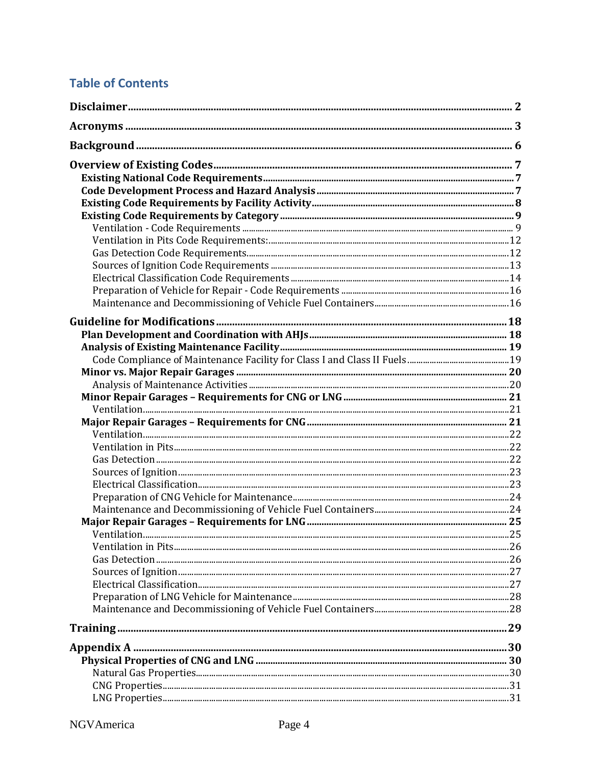## Table of Contents

- **Disclaimer** ..... 2
- **Acronyms** ..... 3
- **Background** ..... 6
- **Overview of Existing Codes** ..... 7
  - **Existing National Code Requirements** ..... 7
  - **Code Development Process and Hazard Analysis** ..... 7
  - **Existing Code Requirements by Facility Activity** ..... 8
  - **Existing Code Requirements by Category** ..... 9
    - Ventilation - Code Requirements ..... 9
    - Ventilation in Pits Code Requirements: ..... 12
    - Gas Detection Code Requirements ..... 12
    - Sources of Ignition Code Requirements ..... 13
    - Electrical Classification Code Requirements ..... 14
    - Preparation of Vehicle for Repair - Code Requirements ..... 16
    - Maintenance and Decommissioning of Vehicle Fuel Containers ..... 16
- **Guideline for Modifications** ..... 18
  - **Plan Development and Coordination with AHJs** ..... 18
  - **Analysis of Existing Maintenance Facility** ..... 19
    - Code Compliance of Maintenance Facility for Class I and Class II Fuels ..... 19
  - **Minor vs. Major Repair Garages** ..... 20
    - Analysis of Maintenance Activities ..... 20
  - **Minor Repair Garages – Requirements for CNG or LNG** ..... 21
    - Ventilation ..... 21
  - **Major Repair Garages – Requirements for CNG** ..... 21
    - Ventilation ..... 22
    - Ventilation in Pits ..... 22
    - Gas Detection ..... 22
    - Sources of Ignition ..... 23
    - Electrical Classification ..... 23
    - Preparation of CNG Vehicle for Maintenance ..... 24
    - Maintenance and Decommissioning of Vehicle Fuel Containers ..... 24
  - **Major Repair Garages – Requirements for LNG** ..... 25
    - Ventilation ..... 25
    - Ventilation in Pits ..... 26
    - Gas Detection ..... 26
    - Sources of Ignition ..... 27
    - Electrical Classification ..... 27
    - Preparation of LNG Vehicle for Maintenance ..... 28
    - Maintenance and Decommissioning of Vehicle Fuel Containers ..... 28
- **Training** ..... 29
- **Appendix A** ..... 30
  - **Physical Properties of CNG and LNG** ..... 30
    - Natural Gas Properties ..... 30
    - CNG Properties ..... 31
    - LNG Properties ..... 31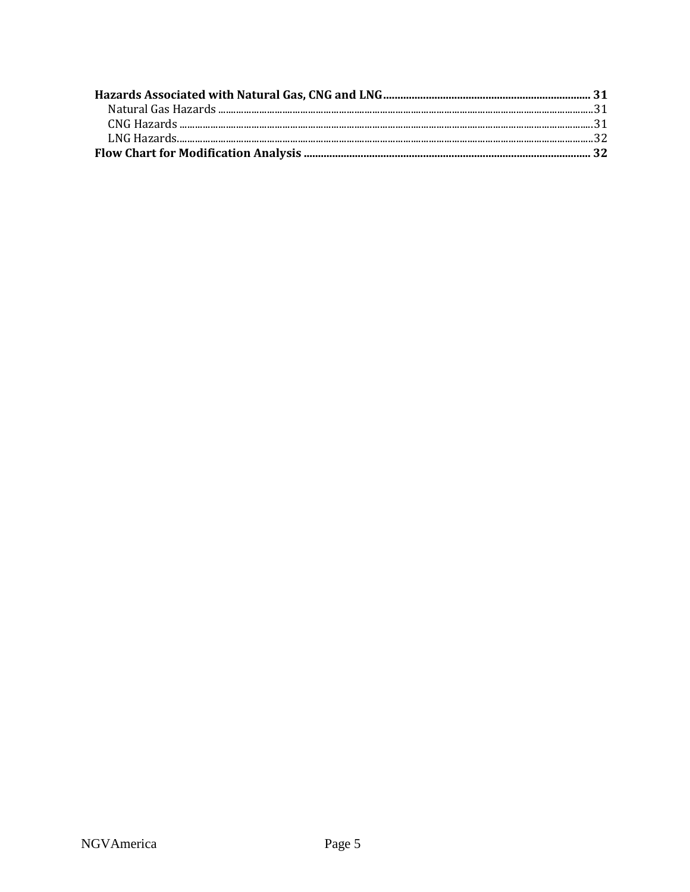**Hazards Associated with Natural Gas, CNG and LNG** .......... **31**

Natural Gas Hazards .......... 31

CNG Hazards .......... 31

LNG Hazards .......... 32

**Flow Chart for Modification Analysis** .......... **32**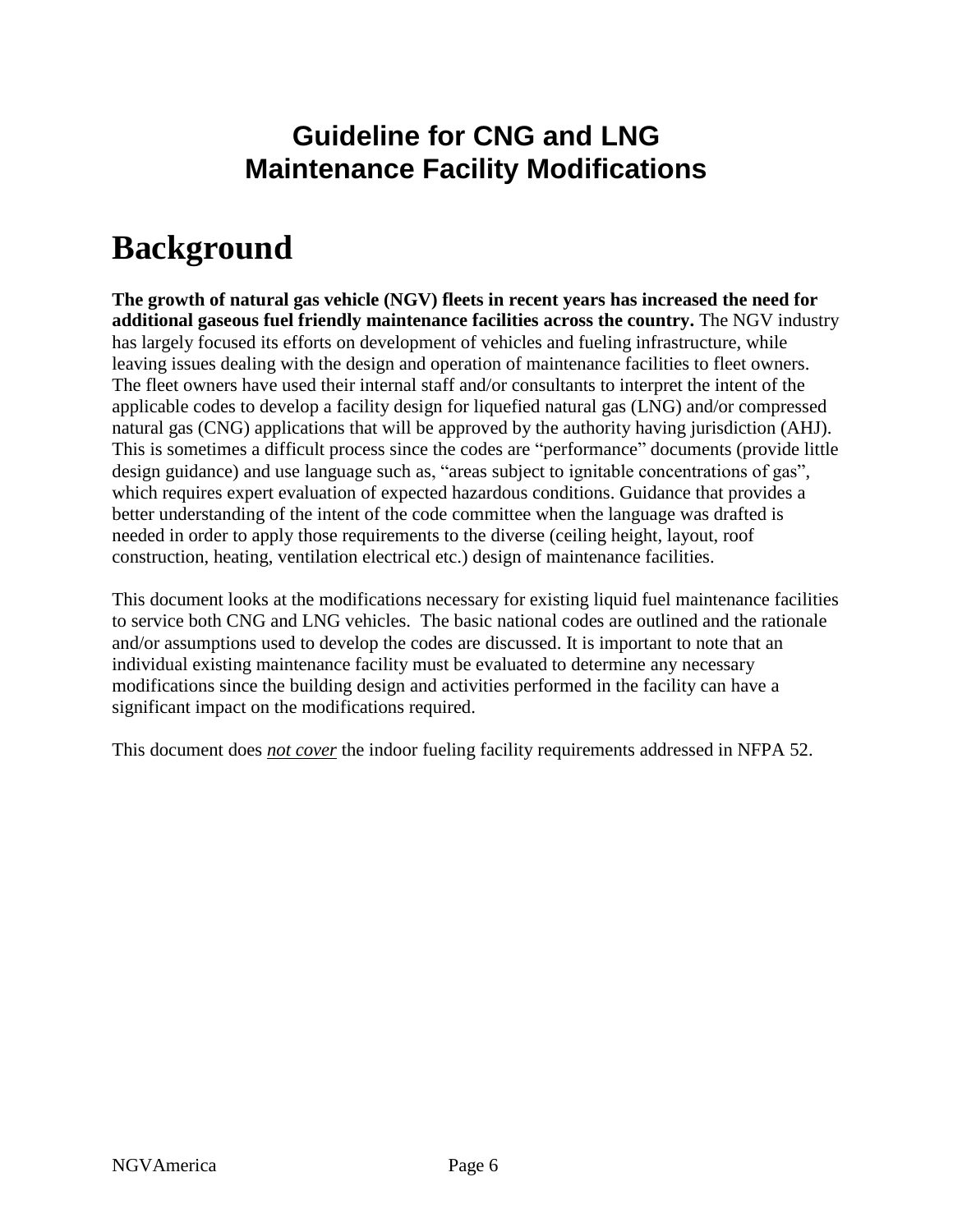# Guideline for CNG and LNG Maintenance Facility Modifications

# Background

**The growth of natural gas vehicle (NGV) fleets in recent years has increased the need for additional gaseous fuel friendly maintenance facilities across the country.** The NGV industry has largely focused its efforts on development of vehicles and fueling infrastructure, while leaving issues dealing with the design and operation of maintenance facilities to fleet owners. The fleet owners have used their internal staff and/or consultants to interpret the intent of the applicable codes to develop a facility design for liquefied natural gas (LNG) and/or compressed natural gas (CNG) applications that will be approved by the authority having jurisdiction (AHJ). This is sometimes a difficult process since the codes are "performance" documents (provide little design guidance) and use language such as, "areas subject to ignitable concentrations of gas", which requires expert evaluation of expected hazardous conditions. Guidance that provides a better understanding of the intent of the code committee when the language was drafted is needed in order to apply those requirements to the diverse (ceiling height, layout, roof construction, heating, ventilation electrical etc.) design of maintenance facilities.

This document looks at the modifications necessary for existing liquid fuel maintenance facilities to service both CNG and LNG vehicles. The basic national codes are outlined and the rationale and/or assumptions used to develop the codes are discussed. It is important to note that an individual existing maintenance facility must be evaluated to determine any necessary modifications since the building design and activities performed in the facility can have a significant impact on the modifications required.

This document does ***not cover*** the indoor fueling facility requirements addressed in NFPA 52.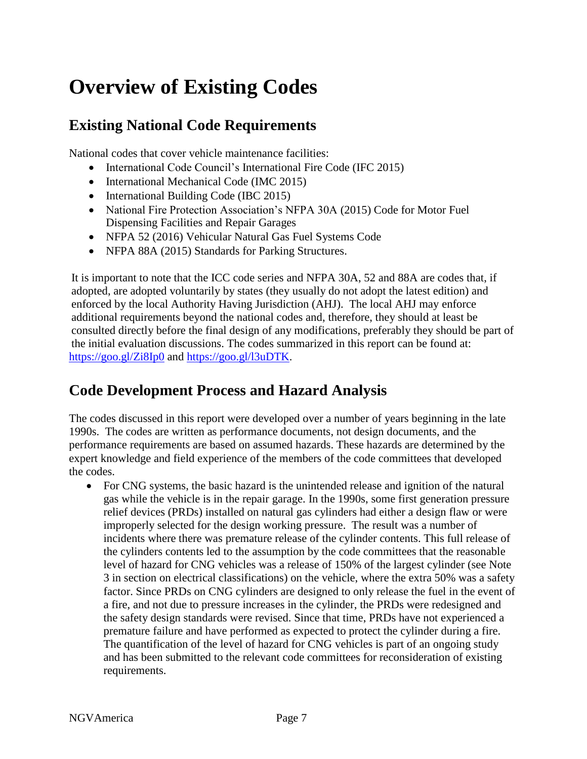# Overview of Existing Codes

## Existing National Code Requirements

National codes that cover vehicle maintenance facilities:

- International Code Council's International Fire Code (IFC 2015)
- International Mechanical Code (IMC 2015)
- International Building Code (IBC 2015)
- National Fire Protection Association's NFPA 30A (2015) Code for Motor Fuel Dispensing Facilities and Repair Garages
- NFPA 52 (2016) Vehicular Natural Gas Fuel Systems Code
- NFPA 88A (2015) Standards for Parking Structures.

It is important to note that the ICC code series and NFPA 30A, 52 and 88A are codes that, if adopted, are adopted voluntarily by states (they usually do not adopt the latest edition) and enforced by the local Authority Having Jurisdiction (AHJ). The local AHJ may enforce additional requirements beyond the national codes and, therefore, they should at least be consulted directly before the final design of any modifications, preferably they should be part of the initial evaluation discussions. The codes summarized in this report can be found at: https://goo.gl/Zi8Ip0 and https://goo.gl/l3uDTK.

## Code Development Process and Hazard Analysis

The codes discussed in this report were developed over a number of years beginning in the late 1990s. The codes are written as performance documents, not design documents, and the performance requirements are based on assumed hazards. These hazards are determined by the expert knowledge and field experience of the members of the code committees that developed the codes.

- For CNG systems, the basic hazard is the unintended release and ignition of the natural gas while the vehicle is in the repair garage. In the 1990s, some first generation pressure relief devices (PRDs) installed on natural gas cylinders had either a design flaw or were improperly selected for the design working pressure. The result was a number of incidents where there was premature release of the cylinder contents. This full release of the cylinders contents led to the assumption by the code committees that the reasonable level of hazard for CNG vehicles was a release of 150% of the largest cylinder (see Note 3 in section on electrical classifications) on the vehicle, where the extra 50% was a safety factor. Since PRDs on CNG cylinders are designed to only release the fuel in the event of a fire, and not due to pressure increases in the cylinder, the PRDs were redesigned and the safety design standards were revised. Since that time, PRDs have not experienced a premature failure and have performed as expected to protect the cylinder during a fire. The quantification of the level of hazard for CNG vehicles is part of an ongoing study and has been submitted to the relevant code committees for reconsideration of existing requirements.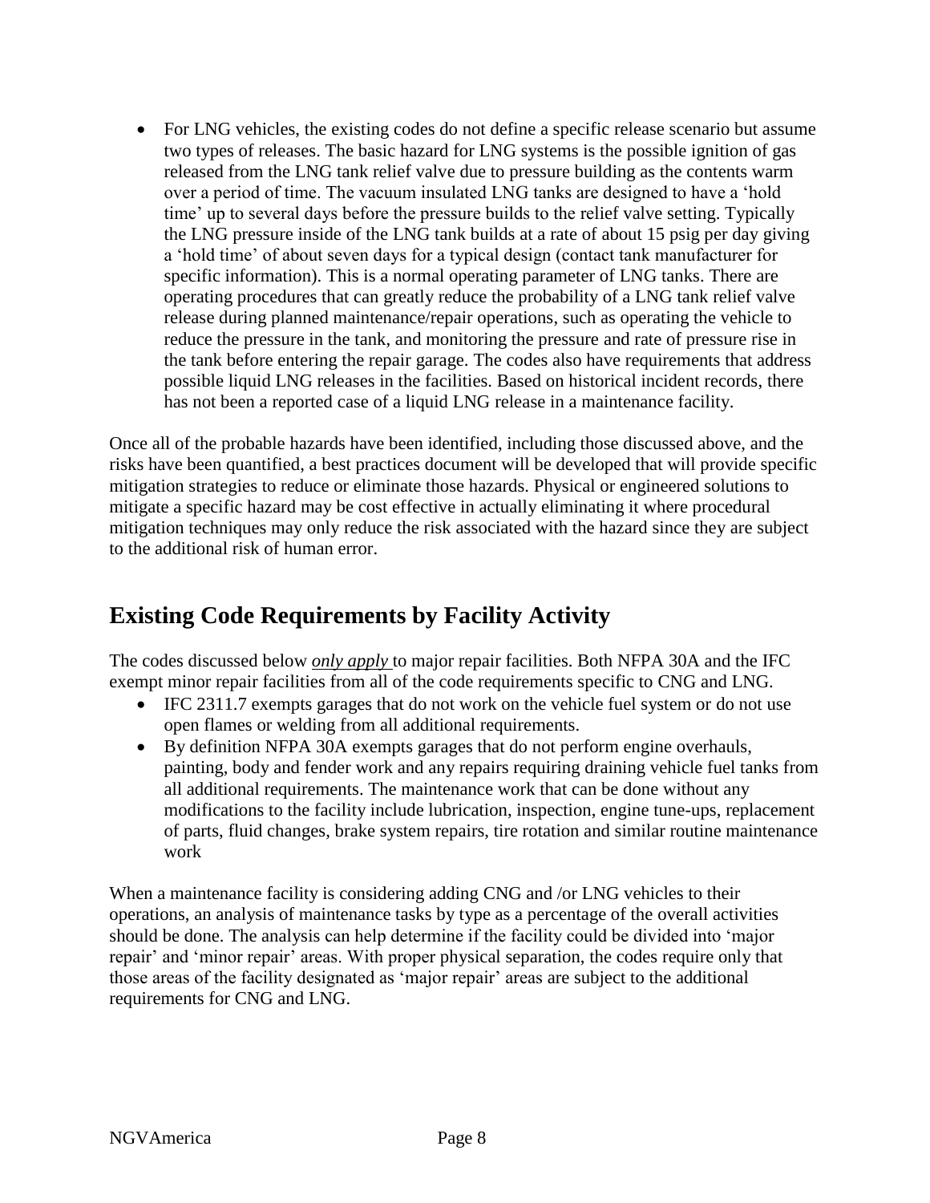- For LNG vehicles, the existing codes do not define a specific release scenario but assume two types of releases. The basic hazard for LNG systems is the possible ignition of gas released from the LNG tank relief valve due to pressure building as the contents warm over a period of time. The vacuum insulated LNG tanks are designed to have a 'hold time' up to several days before the pressure builds to the relief valve setting. Typically the LNG pressure inside of the LNG tank builds at a rate of about 15 psig per day giving a 'hold time' of about seven days for a typical design (contact tank manufacturer for specific information). This is a normal operating parameter of LNG tanks. There are operating procedures that can greatly reduce the probability of a LNG tank relief valve release during planned maintenance/repair operations, such as operating the vehicle to reduce the pressure in the tank, and monitoring the pressure and rate of pressure rise in the tank before entering the repair garage. The codes also have requirements that address possible liquid LNG releases in the facilities. Based on historical incident records, there has not been a reported case of a liquid LNG release in a maintenance facility.

Once all of the probable hazards have been identified, including those discussed above, and the risks have been quantified, a best practices document will be developed that will provide specific mitigation strategies to reduce or eliminate those hazards. Physical or engineered solutions to mitigate a specific hazard may be cost effective in actually eliminating it where procedural mitigation techniques may only reduce the risk associated with the hazard since they are subject to the additional risk of human error.

## Existing Code Requirements by Facility Activity

The codes discussed below ***only apply*** to major repair facilities. Both NFPA 30A and the IFC exempt minor repair facilities from all of the code requirements specific to CNG and LNG.

- IFC 2311.7 exempts garages that do not work on the vehicle fuel system or do not use open flames or welding from all additional requirements.
- By definition NFPA 30A exempts garages that do not perform engine overhauls, painting, body and fender work and any repairs requiring draining vehicle fuel tanks from all additional requirements. The maintenance work that can be done without any modifications to the facility include lubrication, inspection, engine tune-ups, replacement of parts, fluid changes, brake system repairs, tire rotation and similar routine maintenance work

When a maintenance facility is considering adding CNG and /or LNG vehicles to their operations, an analysis of maintenance tasks by type as a percentage of the overall activities should be done. The analysis can help determine if the facility could be divided into 'major repair' and 'minor repair' areas. With proper physical separation, the codes require only that those areas of the facility designated as 'major repair' areas are subject to the additional requirements for CNG and LNG.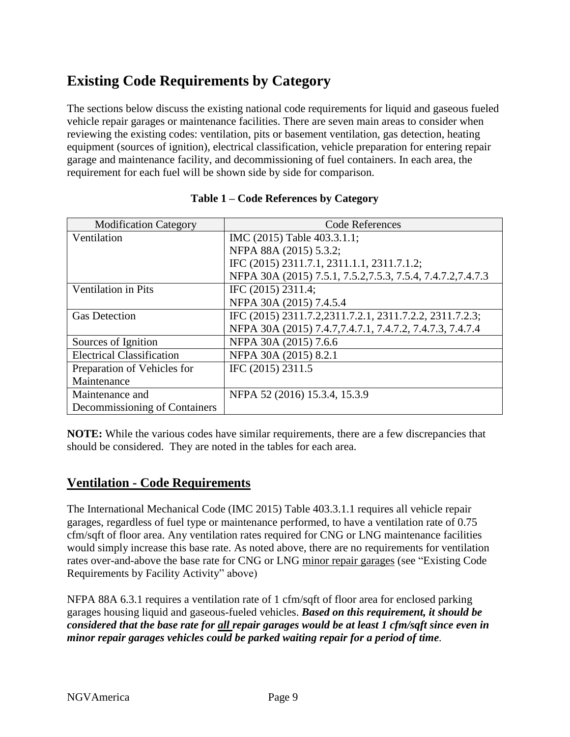# Existing Code Requirements by Category

The sections below discuss the existing national code requirements for liquid and gaseous fueled vehicle repair garages or maintenance facilities. There are seven main areas to consider when reviewing the existing codes: ventilation, pits or basement ventilation, gas detection, heating equipment (sources of ignition), electrical classification, vehicle preparation for entering repair garage and maintenance facility, and decommissioning of fuel containers. In each area, the requirement for each fuel will be shown side by side for comparison.

**Table 1 – Code References by Category**

| Modification Category | Code References |
|---|---|
| Ventilation | IMC (2015) Table 403.3.1.1;<br>NFPA 88A (2015) 5.3.2;<br>IFC (2015) 2311.7.1, 2311.1.1, 2311.7.1.2;<br>NFPA 30A (2015) 7.5.1, 7.5.2,7.5.3, 7.5.4, 7.4.7.2,7.4.7.3 |
| Ventilation in Pits | IFC (2015) 2311.4;<br>NFPA 30A (2015) 7.4.5.4 |
| Gas Detection | IFC (2015) 2311.7.2,2311.7.2.1, 2311.7.2.2, 2311.7.2.3;<br>NFPA 30A (2015) 7.4.7,7.4.7.1, 7.4.7.2, 7.4.7.3, 7.4.7.4 |
| Sources of Ignition | NFPA 30A (2015) 7.6.6 |
| Electrical Classification | NFPA 30A (2015) 8.2.1 |
| Preparation of Vehicles for Maintenance | IFC (2015) 2311.5 |
| Maintenance and Decommissioning of Containers | NFPA 52 (2016) 15.3.4, 15.3.9 |

**NOTE:** While the various codes have similar requirements, there are a few discrepancies that should be considered. They are noted in the tables for each area.

## Ventilation - Code Requirements

The International Mechanical Code (IMC 2015) Table 403.3.1.1 requires all vehicle repair garages, regardless of fuel type or maintenance performed, to have a ventilation rate of 0.75 cfm/sqft of floor area. Any ventilation rates required for CNG or LNG maintenance facilities would simply increase this base rate. As noted above, there are no requirements for ventilation rates over-and-above the base rate for CNG or LNG minor repair garages (see "Existing Code Requirements by Facility Activity" above)

NFPA 88A 6.3.1 requires a ventilation rate of 1 cfm/sqft of floor area for enclosed parking garages housing liquid and gaseous-fueled vehicles. ***Based on this requirement, it should be considered that the base rate for all repair garages would be at least 1 cfm/sqft since even in minor repair garages vehicles could be parked waiting repair for a period of time***.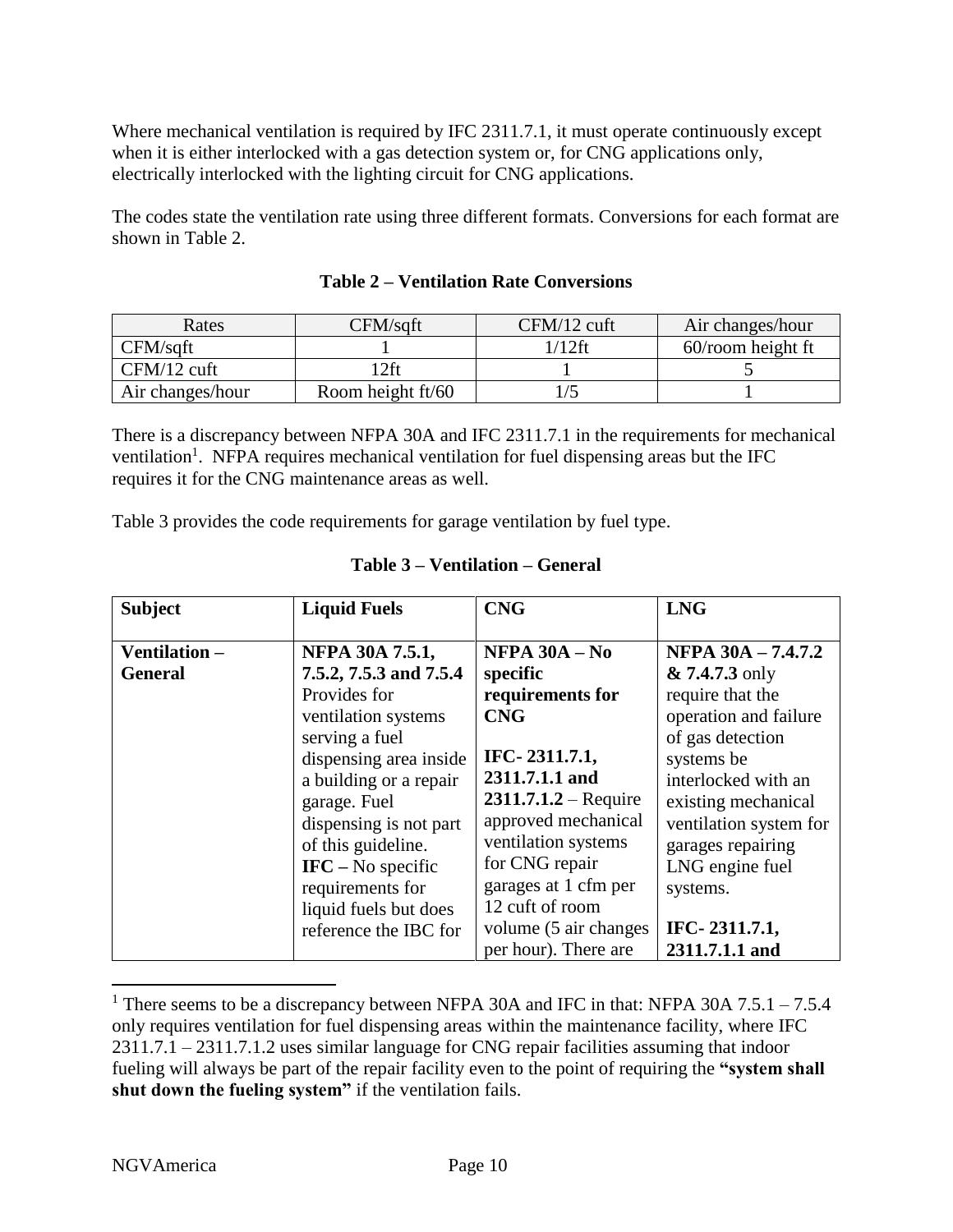Where mechanical ventilation is required by IFC 2311.7.1, it must operate continuously except when it is either interlocked with a gas detection system or, for CNG applications only, electrically interlocked with the lighting circuit for CNG applications.

The codes state the ventilation rate using three different formats. Conversions for each format are shown in Table 2.

**Table 2 – Ventilation Rate Conversions**

| Rates | CFM/sqft | CFM/12 cuft | Air changes/hour |
|---|---|---|---|
| CFM/sqft | 1 | 1/12ft | 60/room height ft |
| CFM/12 cuft | 12ft | 1 | 5 |
| Air changes/hour | Room height ft/60 | 1/5 | 1 |

There is a discrepancy between NFPA 30A and IFC 2311.7.1 in the requirements for mechanical ventilation[1]. NFPA requires mechanical ventilation for fuel dispensing areas but the IFC requires it for the CNG maintenance areas as well.

Table 3 provides the code requirements for garage ventilation by fuel type.

**Table 3 – Ventilation – General**

| **Subject** | **Liquid Fuels** | **CNG** | **LNG** |
|---|---|---|---|
| **Ventilation – General** | **NFPA 30A 7.5.1, 7.5.2, 7.5.3 and 7.5.4** Provides for ventilation systems serving a fuel dispensing area inside a building or a repair garage. Fuel dispensing is not part of this guideline. **IFC –** No specific requirements for liquid fuels but does reference the IBC for | **NFPA 30A – No specific requirements for CNG** **IFC- 2311.7.1, 2311.7.1.1 and 2311.7.1.2** – Require approved mechanical ventilation systems for CNG repair garages at 1 cfm per 12 cuft of room volume (5 air changes per hour). There are | **NFPA 30A – 7.4.7.2 & 7.4.7.3** only require that the operation and failure of gas detection systems be interlocked with an existing mechanical ventilation system for garages repairing LNG engine fuel systems. **IFC- 2311.7.1, 2311.7.1.1 and** |

[1] There seems to be a discrepancy between NFPA 30A and IFC in that: NFPA 30A 7.5.1 – 7.5.4 only requires ventilation for fuel dispensing areas within the maintenance facility, where IFC 2311.7.1 – 2311.7.1.2 uses similar language for CNG repair facilities assuming that indoor fueling will always be part of the repair facility even to the point of requiring the **"system shall shut down the fueling system"** if the ventilation fails.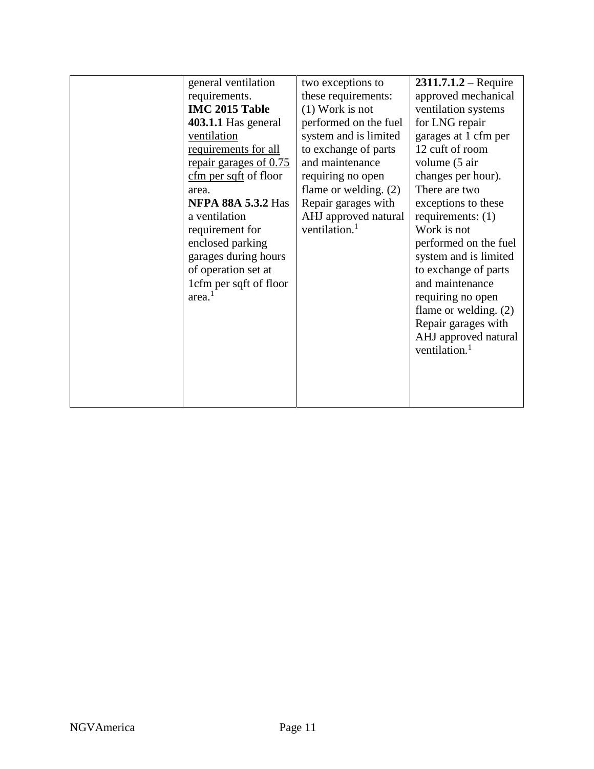|  |  |  |  |
|---|---|---|---|
|  | general ventilation requirements. **IMC 2015 Table 403.1.1** Has general <u>ventilation requirements for all repair garages of 0.75 cfm per sqft</u> of floor area. **NFPA 88A 5.3.2** Has a ventilation requirement for enclosed parking garages during hours of operation set at 1cfm per sqft of floor area.[1] | two exceptions to these requirements: (1) Work is not performed on the fuel system and is limited to exchange of parts and maintenance requiring no open flame or welding. (2) Repair garages with AHJ approved natural ventilation.[1] | **2311.7.1.2** – Require approved mechanical ventilation systems for LNG repair garages at 1 cfm per 12 cuft of room volume (5 air changes per hour). There are two exceptions to these requirements: (1) Work is not performed on the fuel system and is limited to exchange of parts and maintenance requiring no open flame or welding. (2) Repair garages with AHJ approved natural ventilation.[1] |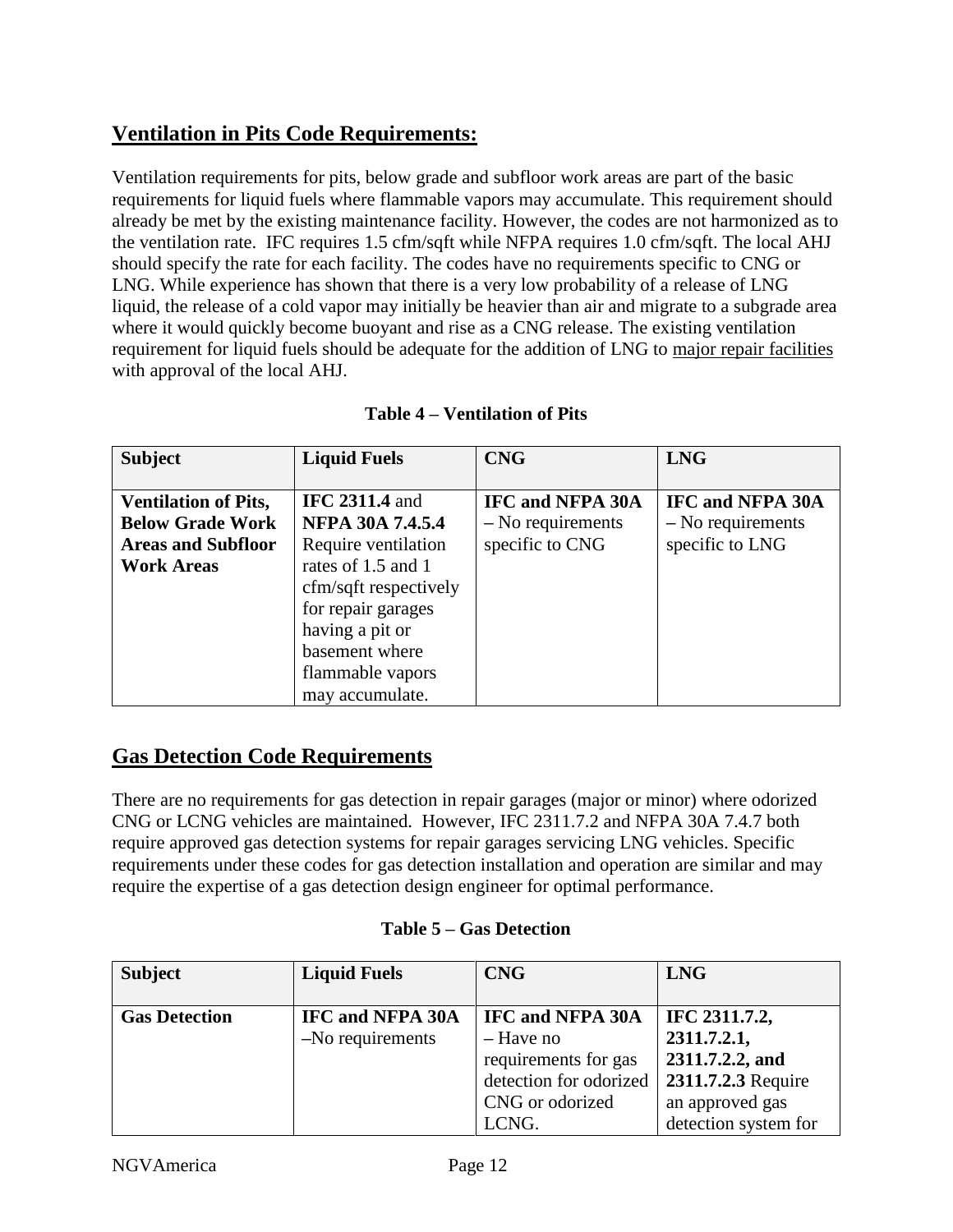## Ventilation in Pits Code Requirements:

Ventilation requirements for pits, below grade and subfloor work areas are part of the basic requirements for liquid fuels where flammable vapors may accumulate. This requirement should already be met by the existing maintenance facility. However, the codes are not harmonized as to the ventilation rate. IFC requires 1.5 cfm/sqft while NFPA requires 1.0 cfm/sqft. The local AHJ should specify the rate for each facility. The codes have no requirements specific to CNG or LNG. While experience has shown that there is a very low probability of a release of LNG liquid, the release of a cold vapor may initially be heavier than air and migrate to a subgrade area where it would quickly become buoyant and rise as a CNG release. The existing ventilation requirement for liquid fuels should be adequate for the addition of LNG to major repair facilities with approval of the local AHJ.

**Table 4 – Ventilation of Pits**

| Subject | Liquid Fuels | CNG | LNG |
|---|---|---|---|
| **Ventilation of Pits, Below Grade Work Areas and Subfloor Work Areas** | **IFC 2311.4** and **NFPA 30A 7.4.5.4** Require ventilation rates of 1.5 and 1 cfm/sqft respectively for repair garages having a pit or basement where flammable vapors may accumulate. | **IFC and NFPA 30A** – No requirements specific to CNG | **IFC and NFPA 30A** – No requirements specific to LNG |

## Gas Detection Code Requirements

There are no requirements for gas detection in repair garages (major or minor) where odorized CNG or LCNG vehicles are maintained. However, IFC 2311.7.2 and NFPA 30A 7.4.7 both require approved gas detection systems for repair garages servicing LNG vehicles. Specific requirements under these codes for gas detection installation and operation are similar and may require the expertise of a gas detection design engineer for optimal performance.

**Table 5 – Gas Detection**

| Subject | Liquid Fuels | CNG | LNG |
|---|---|---|---|
| **Gas Detection** | **IFC and NFPA 30A** –No requirements | **IFC and NFPA 30A** – Have no requirements for gas detection for odorized CNG or odorized LCNG. | **IFC 2311.7.2, 2311.7.2.1, 2311.7.2.2, and 2311.7.2.3** Require an approved gas detection system for |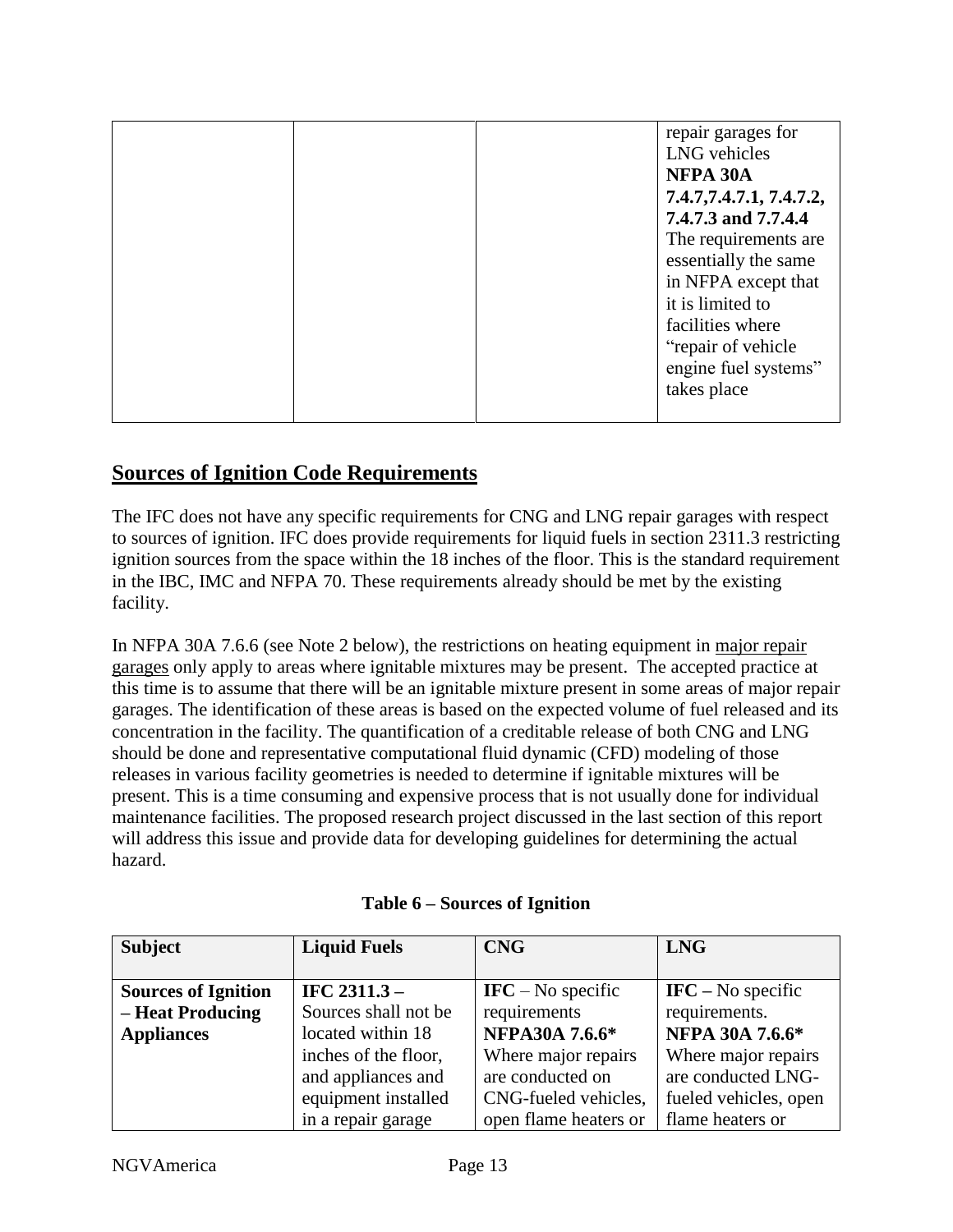| | | | repair garages for LNG vehicles **NFPA 30A 7.4.7,7.4.7.1, 7.4.7.2, 7.4.7.3 and 7.7.4.4** The requirements are essentially the same in NFPA except that it is limited to facilities where "repair of vehicle engine fuel systems" takes place |
|---|---|---|---|

## Sources of Ignition Code Requirements

The IFC does not have any specific requirements for CNG and LNG repair garages with respect to sources of ignition. IFC does provide requirements for liquid fuels in section 2311.3 restricting ignition sources from the space within the 18 inches of the floor. This is the standard requirement in the IBC, IMC and NFPA 70. These requirements already should be met by the existing facility.

In NFPA 30A 7.6.6 (see Note 2 below), the restrictions on heating equipment in major repair garages only apply to areas where ignitable mixtures may be present. The accepted practice at this time is to assume that there will be an ignitable mixture present in some areas of major repair garages. The identification of these areas is based on the expected volume of fuel released and its concentration in the facility. The quantification of a creditable release of both CNG and LNG should be done and representative computational fluid dynamic (CFD) modeling of those releases in various facility geometries is needed to determine if ignitable mixtures will be present. This is a time consuming and expensive process that is not usually done for individual maintenance facilities. The proposed research project discussed in the last section of this report will address this issue and provide data for developing guidelines for determining the actual hazard.

**Table 6 – Sources of Ignition**

| **Subject** | **Liquid Fuels** | **CNG** | **LNG** |
|---|---|---|---|
| **Sources of Ignition – Heat Producing Appliances** | **IFC 2311.3 –** Sources shall not be located within 18 inches of the floor, and appliances and equipment installed in a repair garage | **IFC** – No specific requirements **NFPA30A 7.6.6*** Where major repairs are conducted on CNG-fueled vehicles, open flame heaters or | **IFC –** No specific requirements. **NFPA 30A 7.6.6*** Where major repairs are conducted LNG-fueled vehicles, open flame heaters or |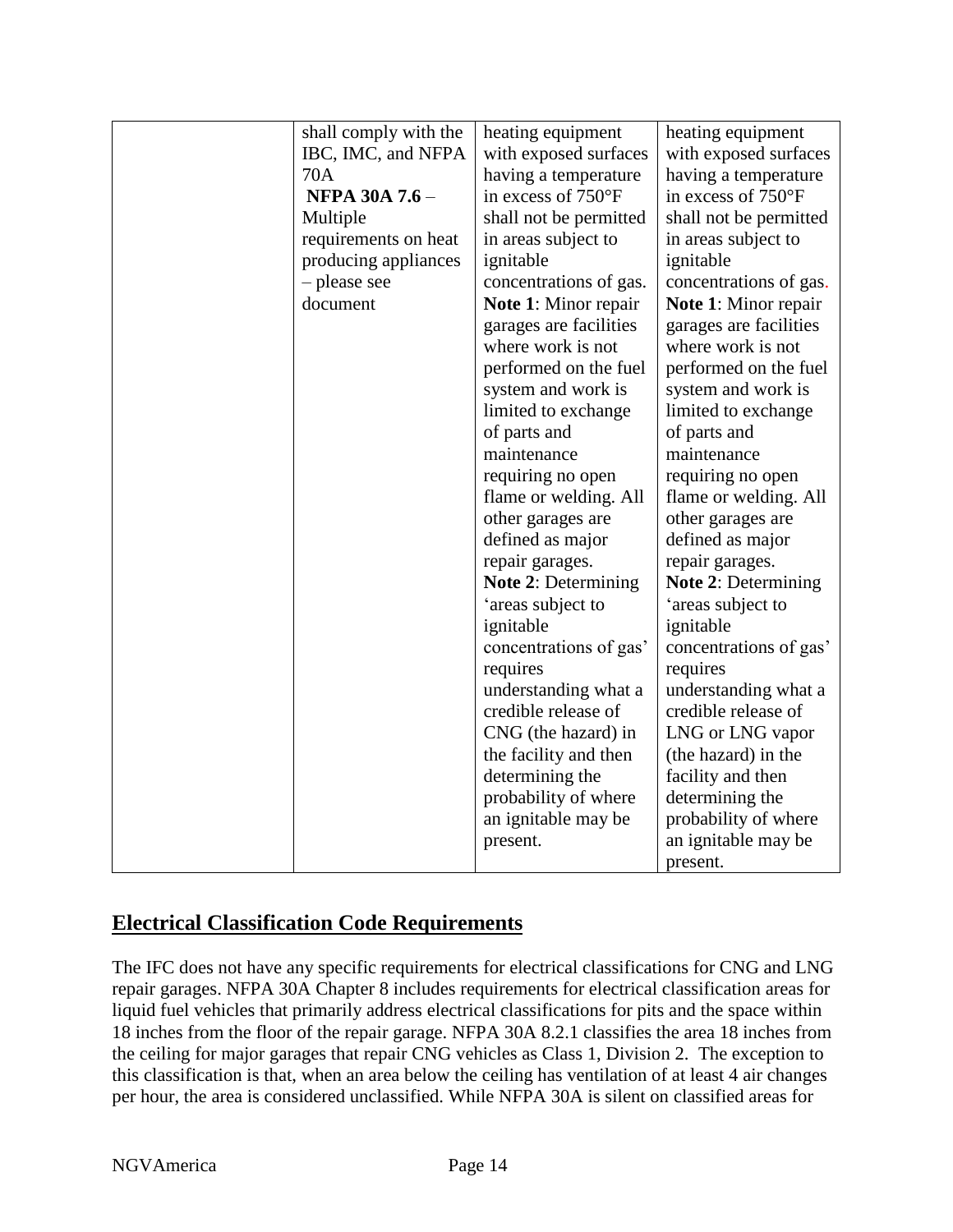| | shall comply with the IBC, IMC, and NFPA 70A **NFPA 30A 7.6** – Multiple requirements on heat producing appliances – please see document | heating equipment with exposed surfaces having a temperature in excess of 750°F shall not be permitted in areas subject to ignitable concentrations of gas. **Note 1**: Minor repair garages are facilities where work is not performed on the fuel system and work is limited to exchange of parts and maintenance requiring no open flame or welding. All other garages are defined as major repair garages. **Note 2**: Determining 'areas subject to ignitable concentrations of gas' requires understanding what a credible release of CNG (the hazard) in the facility and then determining the probability of where an ignitable may be present. | heating equipment with exposed surfaces having a temperature in excess of 750°F shall not be permitted in areas subject to ignitable concentrations of gas. **Note 1**: Minor repair garages are facilities where work is not performed on the fuel system and work is limited to exchange of parts and maintenance requiring no open flame or welding. All other garages are defined as major repair garages. **Note 2**: Determining 'areas subject to ignitable concentrations of gas' requires understanding what a credible release of LNG or LNG vapor (the hazard) in the facility and then determining the probability of where an ignitable may be present. |
|---|---|---|---|

## Electrical Classification Code Requirements

The IFC does not have any specific requirements for electrical classifications for CNG and LNG repair garages. NFPA 30A Chapter 8 includes requirements for electrical classification areas for liquid fuel vehicles that primarily address electrical classifications for pits and the space within 18 inches from the floor of the repair garage. NFPA 30A 8.2.1 classifies the area 18 inches from the ceiling for major garages that repair CNG vehicles as Class 1, Division 2. The exception to this classification is that, when an area below the ceiling has ventilation of at least 4 air changes per hour, the area is considered unclassified. While NFPA 30A is silent on classified areas for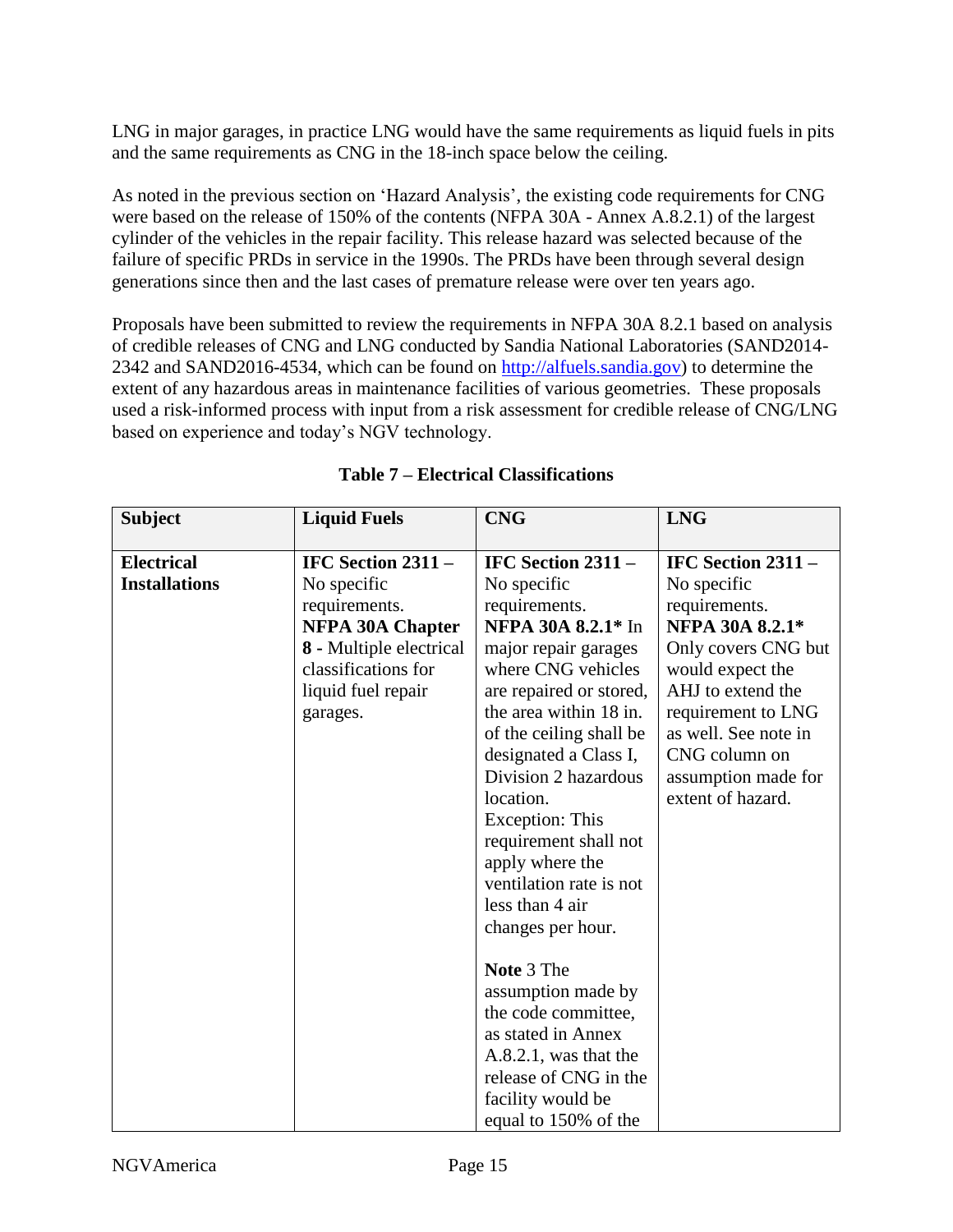LNG in major garages, in practice LNG would have the same requirements as liquid fuels in pits and the same requirements as CNG in the 18-inch space below the ceiling.

As noted in the previous section on 'Hazard Analysis', the existing code requirements for CNG were based on the release of 150% of the contents (NFPA 30A - Annex A.8.2.1) of the largest cylinder of the vehicles in the repair facility. This release hazard was selected because of the failure of specific PRDs in service in the 1990s. The PRDs have been through several design generations since then and the last cases of premature release were over ten years ago.

Proposals have been submitted to review the requirements in NFPA 30A 8.2.1 based on analysis of credible releases of CNG and LNG conducted by Sandia National Laboratories (SAND2014-2342 and SAND2016-4534, which can be found on http://alfuels.sandia.gov) to determine the extent of any hazardous areas in maintenance facilities of various geometries. These proposals used a risk-informed process with input from a risk assessment for credible release of CNG/LNG based on experience and today's NGV technology.

**Table 7 – Electrical Classifications**

| Subject | Liquid Fuels | CNG | LNG |
|---|---|---|---|
| **Electrical Installations** | **IFC Section 2311 –** No specific requirements. **NFPA 30A Chapter 8 -** Multiple electrical classifications for liquid fuel repair garages. | **IFC Section 2311 –** No specific requirements. **NFPA 30A 8.2.1*** In major repair garages where CNG vehicles are repaired or stored, the area within 18 in. of the ceiling shall be designated a Class I, Division 2 hazardous location. Exception: This requirement shall not apply where the ventilation rate is not less than 4 air changes per hour. **Note** 3 The assumption made by the code committee, as stated in Annex A.8.2.1, was that the release of CNG in the facility would be equal to 150% of the | **IFC Section 2311 –** No specific requirements. **NFPA 30A 8.2.1*** Only covers CNG but would expect the AHJ to extend the requirement to LNG as well. See note in CNG column on assumption made for extent of hazard. |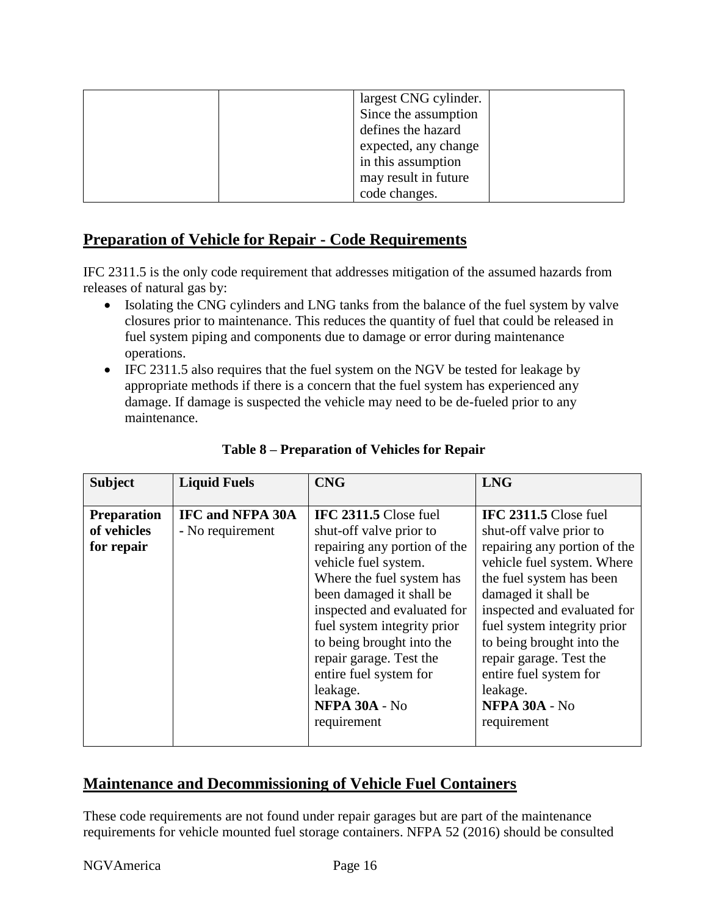|  |  | largest CNG cylinder. Since the assumption defines the hazard expected, any change in this assumption may result in future code changes. |  |
|---|---|---|---|

## Preparation of Vehicle for Repair - Code Requirements

IFC 2311.5 is the only code requirement that addresses mitigation of the assumed hazards from releases of natural gas by:

- Isolating the CNG cylinders and LNG tanks from the balance of the fuel system by valve closures prior to maintenance. This reduces the quantity of fuel that could be released in fuel system piping and components due to damage or error during maintenance operations.
- IFC 2311.5 also requires that the fuel system on the NGV be tested for leakage by appropriate methods if there is a concern that the fuel system has experienced any damage. If damage is suspected the vehicle may need to be de-fueled prior to any maintenance.

**Table 8 – Preparation of Vehicles for Repair**

| Subject | Liquid Fuels | CNG | LNG |
|---|---|---|---|
| **Preparation of vehicles for repair** | **IFC and NFPA 30A** - No requirement | **IFC 2311.5** Close fuel shut-off valve prior to repairing any portion of the vehicle fuel system. Where the fuel system has been damaged it shall be inspected and evaluated for fuel system integrity prior to being brought into the repair garage. Test the entire fuel system for leakage. **NFPA 30A** - No requirement | **IFC 2311.5** Close fuel shut-off valve prior to repairing any portion of the vehicle fuel system. Where the fuel system has been damaged it shall be inspected and evaluated for fuel system integrity prior to being brought into the repair garage. Test the entire fuel system for leakage. **NFPA 30A** - No requirement |

## Maintenance and Decommissioning of Vehicle Fuel Containers

These code requirements are not found under repair garages but are part of the maintenance requirements for vehicle mounted fuel storage containers. NFPA 52 (2016) should be consulted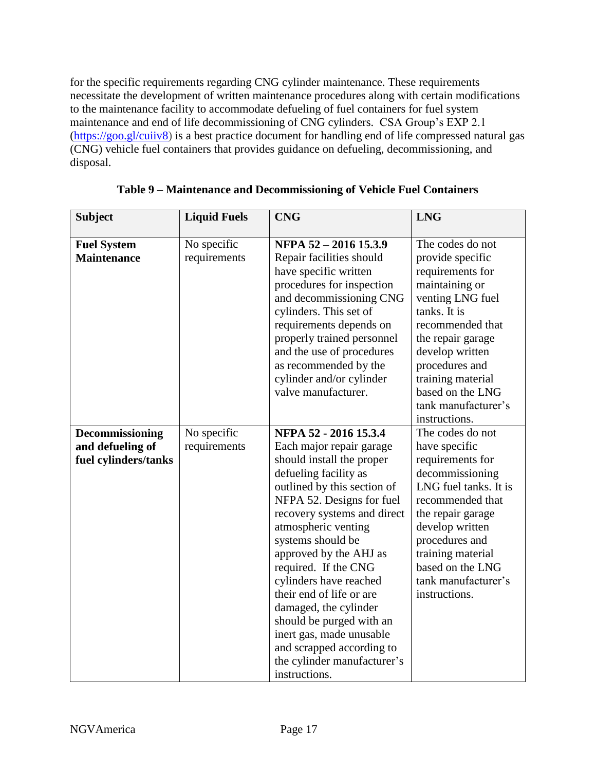for the specific requirements regarding CNG cylinder maintenance. These requirements necessitate the development of written maintenance procedures along with certain modifications to the maintenance facility to accommodate defueling of fuel containers for fuel system maintenance and end of life decommissioning of CNG cylinders. CSA Group's EXP 2.1 (https://goo.gl/cuiiv8) is a best practice document for handling end of life compressed natural gas (CNG) vehicle fuel containers that provides guidance on defueling, decommissioning, and disposal.

**Table 9 – Maintenance and Decommissioning of Vehicle Fuel Containers**

| Subject | Liquid Fuels | CNG | LNG |
|---|---|---|---|
| **Fuel System Maintenance** | No specific requirements | **NFPA 52 – 2016 15.3.9** Repair facilities should have specific written procedures for inspection and decommissioning CNG cylinders. This set of requirements depends on properly trained personnel and the use of procedures as recommended by the cylinder and/or cylinder valve manufacturer. | The codes do not provide specific requirements for maintaining or venting LNG fuel tanks. It is recommended that the repair garage develop written procedures and training material based on the LNG tank manufacturer's instructions. |
| **Decommissioning and defueling of fuel cylinders/tanks** | No specific requirements | **NFPA 52 - 2016 15.3.4** Each major repair garage should install the proper defueling facility as outlined by this section of NFPA 52. Designs for fuel recovery systems and direct atmospheric venting systems should be approved by the AHJ as required. If the CNG cylinders have reached their end of life or are damaged, the cylinder should be purged with an inert gas, made unusable and scrapped according to the cylinder manufacturer's instructions. | The codes do not have specific requirements for decommissioning LNG fuel tanks. It is recommended that the repair garage develop written procedures and training material based on the LNG tank manufacturer's instructions. |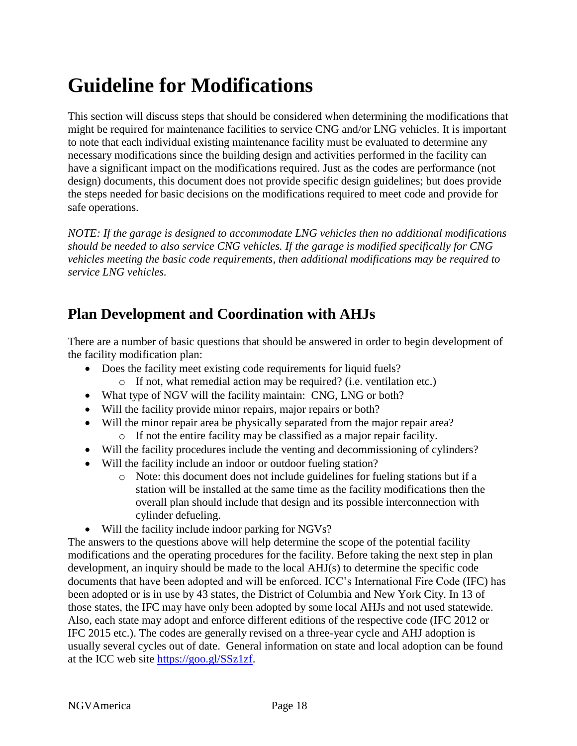# Guideline for Modifications

This section will discuss steps that should be considered when determining the modifications that might be required for maintenance facilities to service CNG and/or LNG vehicles. It is important to note that each individual existing maintenance facility must be evaluated to determine any necessary modifications since the building design and activities performed in the facility can have a significant impact on the modifications required. Just as the codes are performance (not design) documents, this document does not provide specific design guidelines; but does provide the steps needed for basic decisions on the modifications required to meet code and provide for safe operations.

*NOTE: If the garage is designed to accommodate LNG vehicles then no additional modifications should be needed to also service CNG vehicles. If the garage is modified specifically for CNG vehicles meeting the basic code requirements, then additional modifications may be required to service LNG vehicles.*

## Plan Development and Coordination with AHJs

There are a number of basic questions that should be answered in order to begin development of the facility modification plan:

- Does the facility meet existing code requirements for liquid fuels?
  - If not, what remedial action may be required? (i.e. ventilation etc.)
- What type of NGV will the facility maintain: CNG, LNG or both?
- Will the facility provide minor repairs, major repairs or both?
- Will the minor repair area be physically separated from the major repair area?
  - If not the entire facility may be classified as a major repair facility.
- Will the facility procedures include the venting and decommissioning of cylinders?
- Will the facility include an indoor or outdoor fueling station?
  - Note: this document does not include guidelines for fueling stations but if a station will be installed at the same time as the facility modifications then the overall plan should include that design and its possible interconnection with cylinder defueling.
- Will the facility include indoor parking for NGVs?

The answers to the questions above will help determine the scope of the potential facility modifications and the operating procedures for the facility. Before taking the next step in plan development, an inquiry should be made to the local AHJ(s) to determine the specific code documents that have been adopted and will be enforced. ICC's International Fire Code (IFC) has been adopted or is in use by 43 states, the District of Columbia and New York City. In 13 of those states, the IFC may have only been adopted by some local AHJs and not used statewide. Also, each state may adopt and enforce different editions of the respective code (IFC 2012 or IFC 2015 etc.). The codes are generally revised on a three-year cycle and AHJ adoption is usually several cycles out of date. General information on state and local adoption can be found at the ICC web site [https://goo.gl/SSz1zf](https://goo.gl/SSz1zf).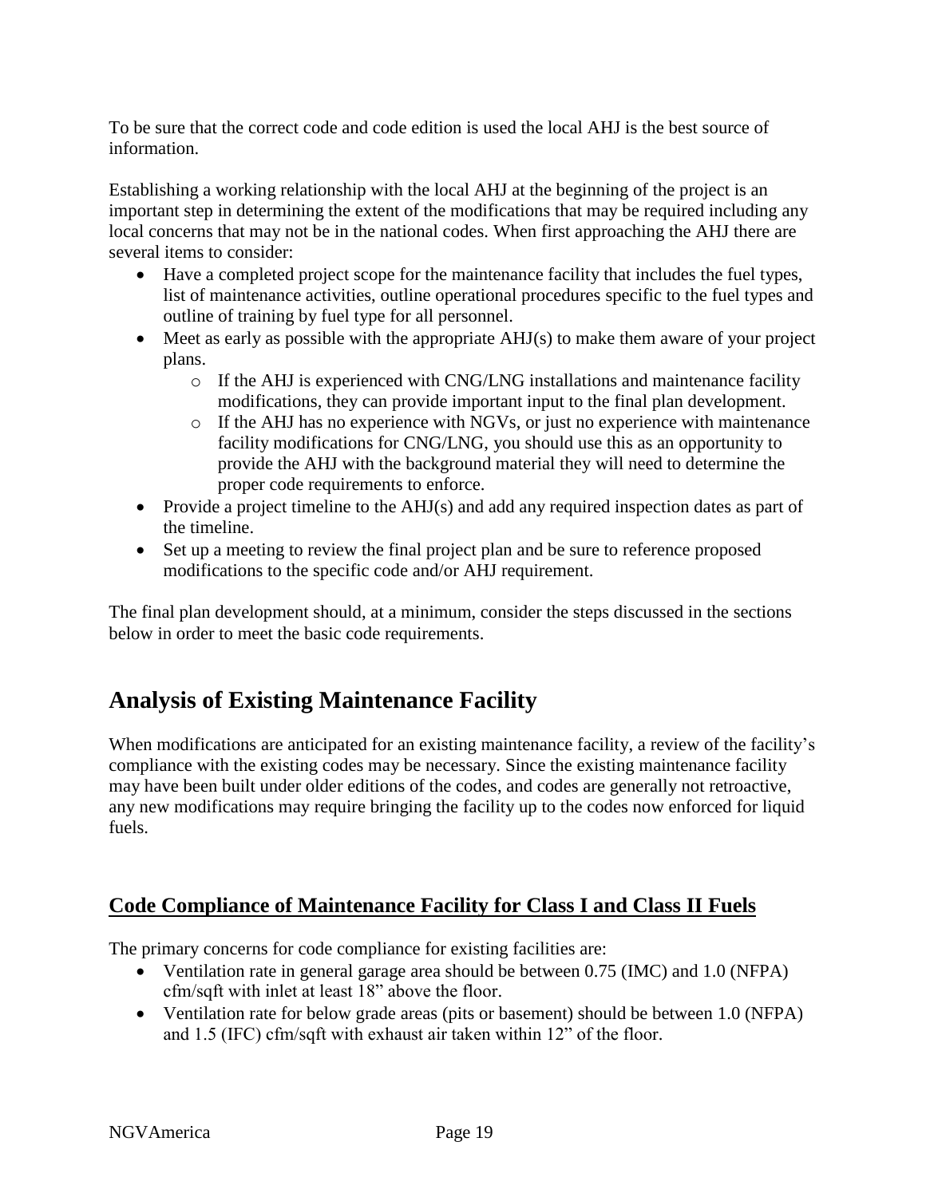To be sure that the correct code and code edition is used the local AHJ is the best source of information.

Establishing a working relationship with the local AHJ at the beginning of the project is an important step in determining the extent of the modifications that may be required including any local concerns that may not be in the national codes. When first approaching the AHJ there are several items to consider:

- Have a completed project scope for the maintenance facility that includes the fuel types, list of maintenance activities, outline operational procedures specific to the fuel types and outline of training by fuel type for all personnel.
- Meet as early as possible with the appropriate AHJ(s) to make them aware of your project plans.
  - If the AHJ is experienced with CNG/LNG installations and maintenance facility modifications, they can provide important input to the final plan development.
  - If the AHJ has no experience with NGVs, or just no experience with maintenance facility modifications for CNG/LNG, you should use this as an opportunity to provide the AHJ with the background material they will need to determine the proper code requirements to enforce.
- Provide a project timeline to the AHJ(s) and add any required inspection dates as part of the timeline.
- Set up a meeting to review the final project plan and be sure to reference proposed modifications to the specific code and/or AHJ requirement.

The final plan development should, at a minimum, consider the steps discussed in the sections below in order to meet the basic code requirements.

# Analysis of Existing Maintenance Facility

When modifications are anticipated for an existing maintenance facility, a review of the facility's compliance with the existing codes may be necessary. Since the existing maintenance facility may have been built under older editions of the codes, and codes are generally not retroactive, any new modifications may require bringing the facility up to the codes now enforced for liquid fuels.

## Code Compliance of Maintenance Facility for Class I and Class II Fuels

The primary concerns for code compliance for existing facilities are:

- Ventilation rate in general garage area should be between 0.75 (IMC) and 1.0 (NFPA) cfm/sqft with inlet at least 18" above the floor.
- Ventilation rate for below grade areas (pits or basement) should be between 1.0 (NFPA) and 1.5 (IFC) cfm/sqft with exhaust air taken within 12" of the floor.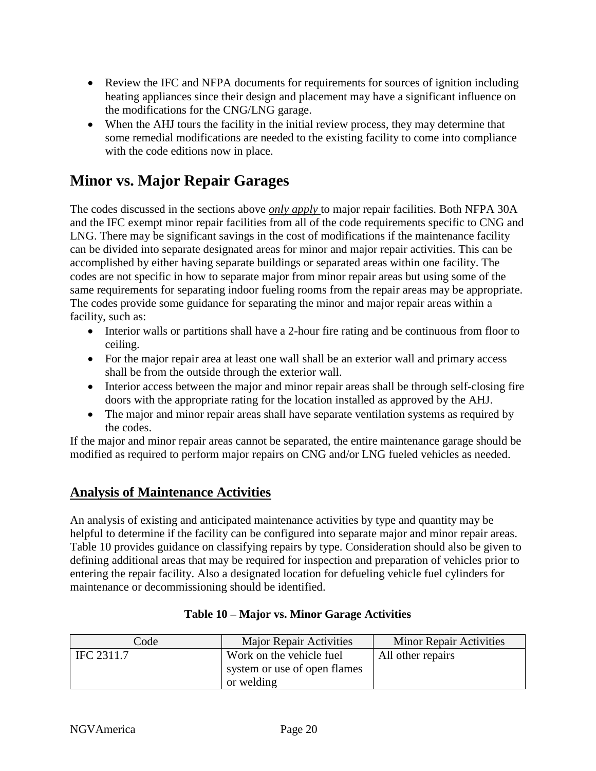- Review the IFC and NFPA documents for requirements for sources of ignition including heating appliances since their design and placement may have a significant influence on the modifications for the CNG/LNG garage.
- When the AHJ tours the facility in the initial review process, they may determine that some remedial modifications are needed to the existing facility to come into compliance with the code editions now in place.

# Minor vs. Major Repair Garages

The codes discussed in the sections above ***only apply*** to major repair facilities. Both NFPA 30A and the IFC exempt minor repair facilities from all of the code requirements specific to CNG and LNG. There may be significant savings in the cost of modifications if the maintenance facility can be divided into separate designated areas for minor and major repair activities. This can be accomplished by either having separate buildings or separated areas within one facility. The codes are not specific in how to separate major from minor repair areas but using some of the same requirements for separating indoor fueling rooms from the repair areas may be appropriate. The codes provide some guidance for separating the minor and major repair areas within a facility, such as:

- Interior walls or partitions shall have a 2-hour fire rating and be continuous from floor to ceiling.
- For the major repair area at least one wall shall be an exterior wall and primary access shall be from the outside through the exterior wall.
- Interior access between the major and minor repair areas shall be through self-closing fire doors with the appropriate rating for the location installed as approved by the AHJ.
- The major and minor repair areas shall have separate ventilation systems as required by the codes.

If the major and minor repair areas cannot be separated, the entire maintenance garage should be modified as required to perform major repairs on CNG and/or LNG fueled vehicles as needed.

## Analysis of Maintenance Activities

An analysis of existing and anticipated maintenance activities by type and quantity may be helpful to determine if the facility can be configured into separate major and minor repair areas. Table 10 provides guidance on classifying repairs by type. Consideration should also be given to defining additional areas that may be required for inspection and preparation of vehicles prior to entering the repair facility. Also a designated location for defueling vehicle fuel cylinders for maintenance or decommissioning should be identified.

**Table 10 – Major vs. Minor Garage Activities**

| Code | Major Repair Activities | Minor Repair Activities |
|---|---|---|
| IFC 2311.7 | Work on the vehicle fuel system or use of open flames or welding | All other repairs |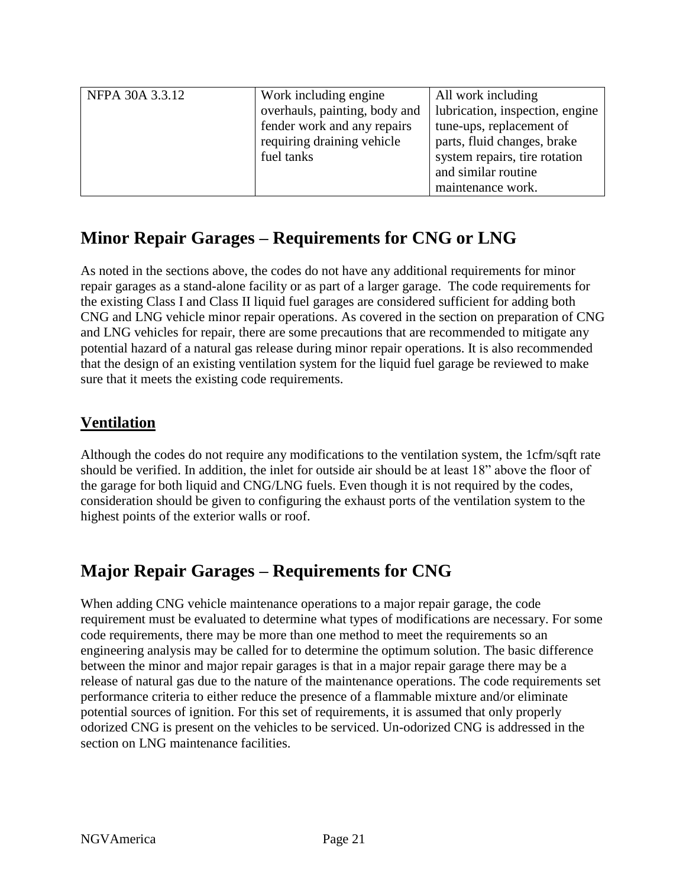| NFPA 30A 3.3.12 | Work including engine overhauls, painting, body and fender work and any repairs requiring draining vehicle fuel tanks | All work including lubrication, inspection, engine tune-ups, replacement of parts, fluid changes, brake system repairs, tire rotation and similar routine maintenance work. |
|---|---|---|

## Minor Repair Garages – Requirements for CNG or LNG

As noted in the sections above, the codes do not have any additional requirements for minor repair garages as a stand-alone facility or as part of a larger garage. The code requirements for the existing Class I and Class II liquid fuel garages are considered sufficient for adding both CNG and LNG vehicle minor repair operations. As covered in the section on preparation of CNG and LNG vehicles for repair, there are some precautions that are recommended to mitigate any potential hazard of a natural gas release during minor repair operations. It is also recommended that the design of an existing ventilation system for the liquid fuel garage be reviewed to make sure that it meets the existing code requirements.

### Ventilation

Although the codes do not require any modifications to the ventilation system, the 1cfm/sqft rate should be verified. In addition, the inlet for outside air should be at least 18" above the floor of the garage for both liquid and CNG/LNG fuels. Even though it is not required by the codes, consideration should be given to configuring the exhaust ports of the ventilation system to the highest points of the exterior walls or roof.

## Major Repair Garages – Requirements for CNG

When adding CNG vehicle maintenance operations to a major repair garage, the code requirement must be evaluated to determine what types of modifications are necessary. For some code requirements, there may be more than one method to meet the requirements so an engineering analysis may be called for to determine the optimum solution. The basic difference between the minor and major repair garages is that in a major repair garage there may be a release of natural gas due to the nature of the maintenance operations. The code requirements set performance criteria to either reduce the presence of a flammable mixture and/or eliminate potential sources of ignition. For this set of requirements, it is assumed that only properly odorized CNG is present on the vehicles to be serviced. Un-odorized CNG is addressed in the section on LNG maintenance facilities.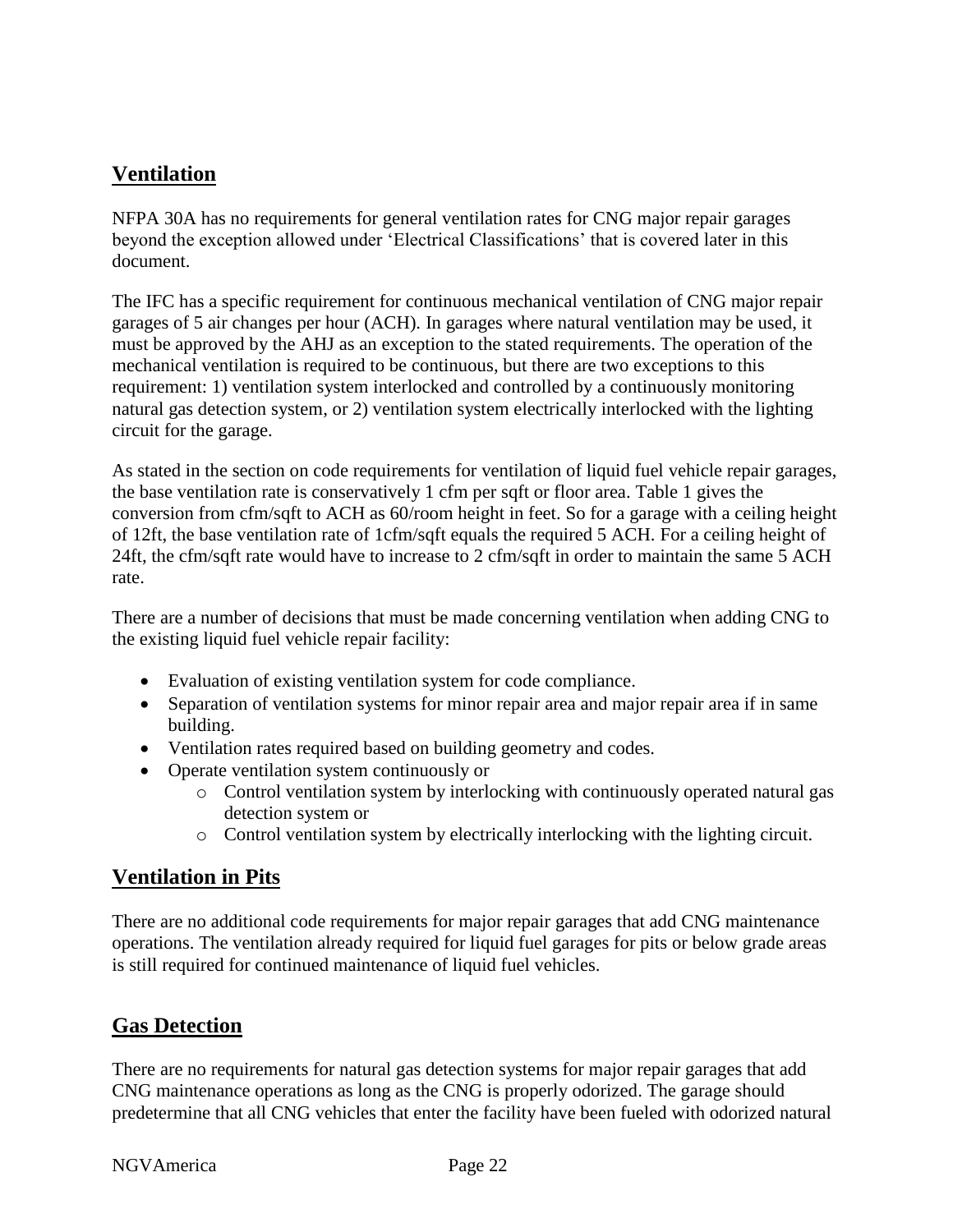## Ventilation

NFPA 30A has no requirements for general ventilation rates for CNG major repair garages beyond the exception allowed under 'Electrical Classifications' that is covered later in this document.

The IFC has a specific requirement for continuous mechanical ventilation of CNG major repair garages of 5 air changes per hour (ACH). In garages where natural ventilation may be used, it must be approved by the AHJ as an exception to the stated requirements. The operation of the mechanical ventilation is required to be continuous, but there are two exceptions to this requirement: 1) ventilation system interlocked and controlled by a continuously monitoring natural gas detection system, or 2) ventilation system electrically interlocked with the lighting circuit for the garage.

As stated in the section on code requirements for ventilation of liquid fuel vehicle repair garages, the base ventilation rate is conservatively 1 cfm per sqft or floor area. Table 1 gives the conversion from cfm/sqft to ACH as 60/room height in feet. So for a garage with a ceiling height of 12ft, the base ventilation rate of 1cfm/sqft equals the required 5 ACH. For a ceiling height of 24ft, the cfm/sqft rate would have to increase to 2 cfm/sqft in order to maintain the same 5 ACH rate.

There are a number of decisions that must be made concerning ventilation when adding CNG to the existing liquid fuel vehicle repair facility:

- Evaluation of existing ventilation system for code compliance.
- Separation of ventilation systems for minor repair area and major repair area if in same building.
- Ventilation rates required based on building geometry and codes.
- Operate ventilation system continuously or
    - Control ventilation system by interlocking with continuously operated natural gas detection system or
    - Control ventilation system by electrically interlocking with the lighting circuit.

## Ventilation in Pits

There are no additional code requirements for major repair garages that add CNG maintenance operations. The ventilation already required for liquid fuel garages for pits or below grade areas is still required for continued maintenance of liquid fuel vehicles.

## Gas Detection

There are no requirements for natural gas detection systems for major repair garages that add CNG maintenance operations as long as the CNG is properly odorized. The garage should predetermine that all CNG vehicles that enter the facility have been fueled with odorized natural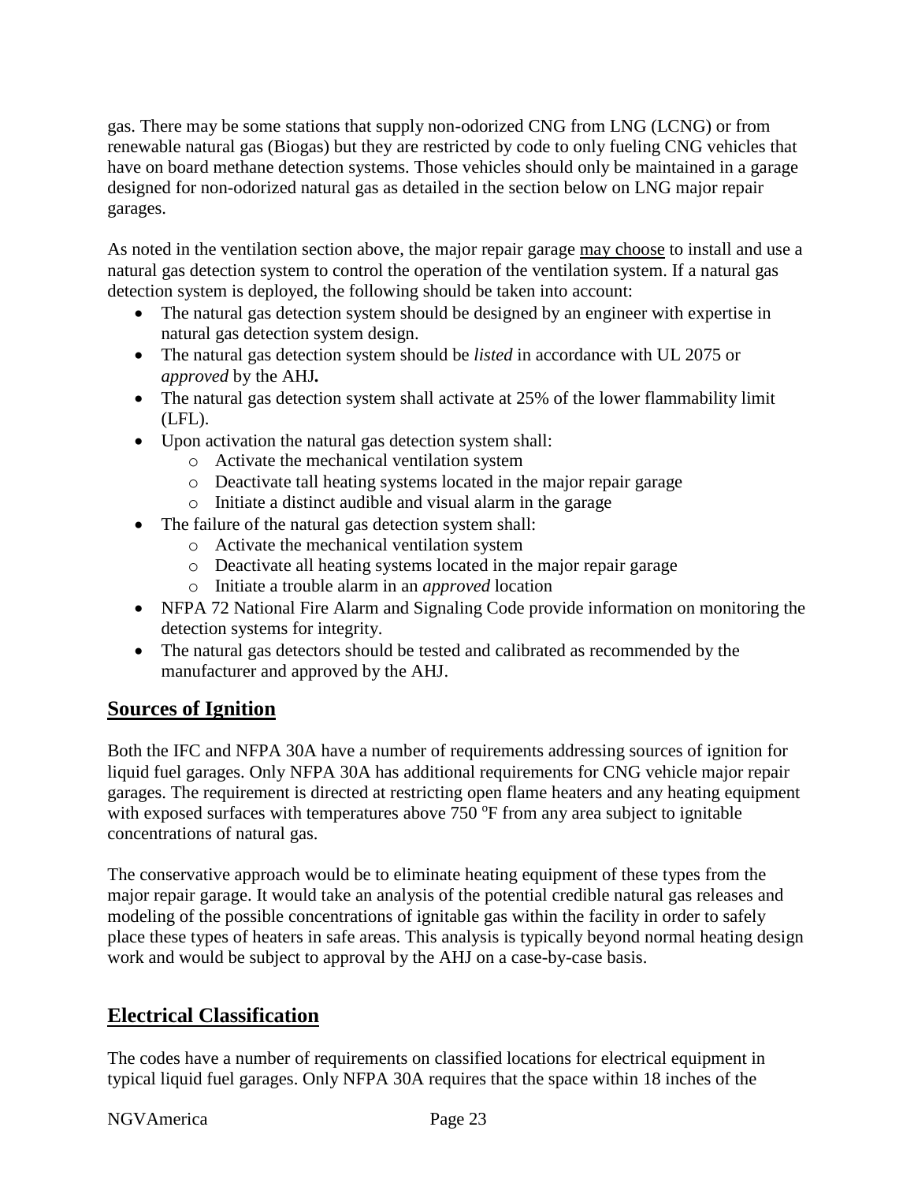gas. There may be some stations that supply non-odorized CNG from LNG (LCNG) or from renewable natural gas (Biogas) but they are restricted by code to only fueling CNG vehicles that have on board methane detection systems. Those vehicles should only be maintained in a garage designed for non-odorized natural gas as detailed in the section below on LNG major repair garages.

As noted in the ventilation section above, the major repair garage may choose to install and use a natural gas detection system to control the operation of the ventilation system. If a natural gas detection system is deployed, the following should be taken into account:

- The natural gas detection system should be designed by an engineer with expertise in natural gas detection system design.
- The natural gas detection system should be *listed* in accordance with UL 2075 or *approved* by the AHJ**.**
- The natural gas detection system shall activate at 25% of the lower flammability limit (LFL).
- Upon activation the natural gas detection system shall:
  - Activate the mechanical ventilation system
  - Deactivate tall heating systems located in the major repair garage
  - Initiate a distinct audible and visual alarm in the garage
- The failure of the natural gas detection system shall:
  - Activate the mechanical ventilation system
  - Deactivate all heating systems located in the major repair garage
  - Initiate a trouble alarm in an *approved* location
- NFPA 72 National Fire Alarm and Signaling Code provide information on monitoring the detection systems for integrity.
- The natural gas detectors should be tested and calibrated as recommended by the manufacturer and approved by the AHJ.

## Sources of Ignition

Both the IFC and NFPA 30A have a number of requirements addressing sources of ignition for liquid fuel garages. Only NFPA 30A has additional requirements for CNG vehicle major repair garages. The requirement is directed at restricting open flame heaters and any heating equipment with exposed surfaces with temperatures above 750 $^{o}$F from any area subject to ignitable concentrations of natural gas.

The conservative approach would be to eliminate heating equipment of these types from the major repair garage. It would take an analysis of the potential credible natural gas releases and modeling of the possible concentrations of ignitable gas within the facility in order to safely place these types of heaters in safe areas. This analysis is typically beyond normal heating design work and would be subject to approval by the AHJ on a case-by-case basis.

## Electrical Classification

The codes have a number of requirements on classified locations for electrical equipment in typical liquid fuel garages. Only NFPA 30A requires that the space within 18 inches of the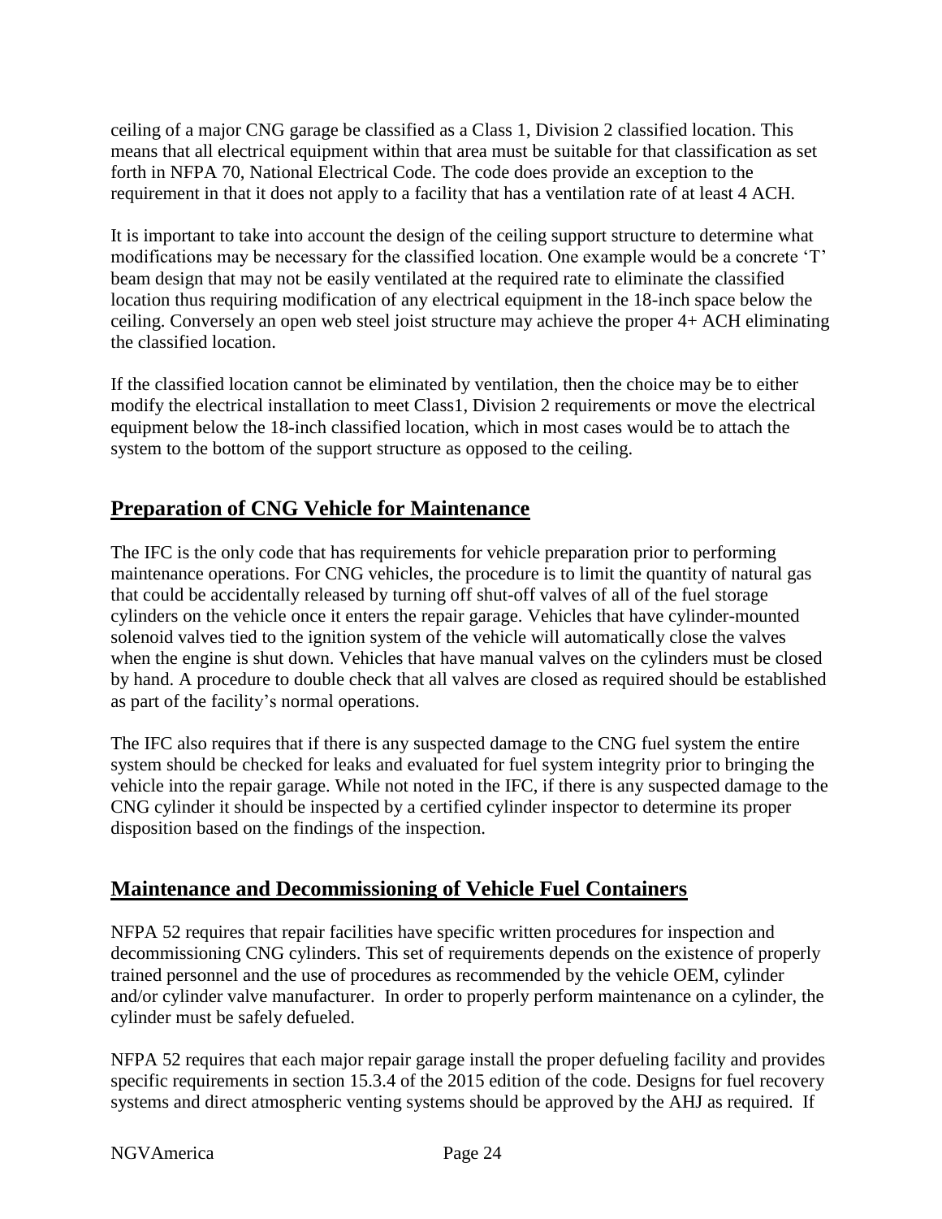ceiling of a major CNG garage be classified as a Class 1, Division 2 classified location. This means that all electrical equipment within that area must be suitable for that classification as set forth in NFPA 70, National Electrical Code. The code does provide an exception to the requirement in that it does not apply to a facility that has a ventilation rate of at least 4 ACH.

It is important to take into account the design of the ceiling support structure to determine what modifications may be necessary for the classified location. One example would be a concrete 'T' beam design that may not be easily ventilated at the required rate to eliminate the classified location thus requiring modification of any electrical equipment in the 18-inch space below the ceiling. Conversely an open web steel joist structure may achieve the proper 4+ ACH eliminating the classified location.

If the classified location cannot be eliminated by ventilation, then the choice may be to either modify the electrical installation to meet Class1, Division 2 requirements or move the electrical equipment below the 18-inch classified location, which in most cases would be to attach the system to the bottom of the support structure as opposed to the ceiling.

## Preparation of CNG Vehicle for Maintenance

The IFC is the only code that has requirements for vehicle preparation prior to performing maintenance operations. For CNG vehicles, the procedure is to limit the quantity of natural gas that could be accidentally released by turning off shut-off valves of all of the fuel storage cylinders on the vehicle once it enters the repair garage. Vehicles that have cylinder-mounted solenoid valves tied to the ignition system of the vehicle will automatically close the valves when the engine is shut down. Vehicles that have manual valves on the cylinders must be closed by hand. A procedure to double check that all valves are closed as required should be established as part of the facility's normal operations.

The IFC also requires that if there is any suspected damage to the CNG fuel system the entire system should be checked for leaks and evaluated for fuel system integrity prior to bringing the vehicle into the repair garage. While not noted in the IFC, if there is any suspected damage to the CNG cylinder it should be inspected by a certified cylinder inspector to determine its proper disposition based on the findings of the inspection.

## Maintenance and Decommissioning of Vehicle Fuel Containers

NFPA 52 requires that repair facilities have specific written procedures for inspection and decommissioning CNG cylinders. This set of requirements depends on the existence of properly trained personnel and the use of procedures as recommended by the vehicle OEM, cylinder and/or cylinder valve manufacturer. In order to properly perform maintenance on a cylinder, the cylinder must be safely defueled.

NFPA 52 requires that each major repair garage install the proper defueling facility and provides specific requirements in section 15.3.4 of the 2015 edition of the code. Designs for fuel recovery systems and direct atmospheric venting systems should be approved by the AHJ as required. If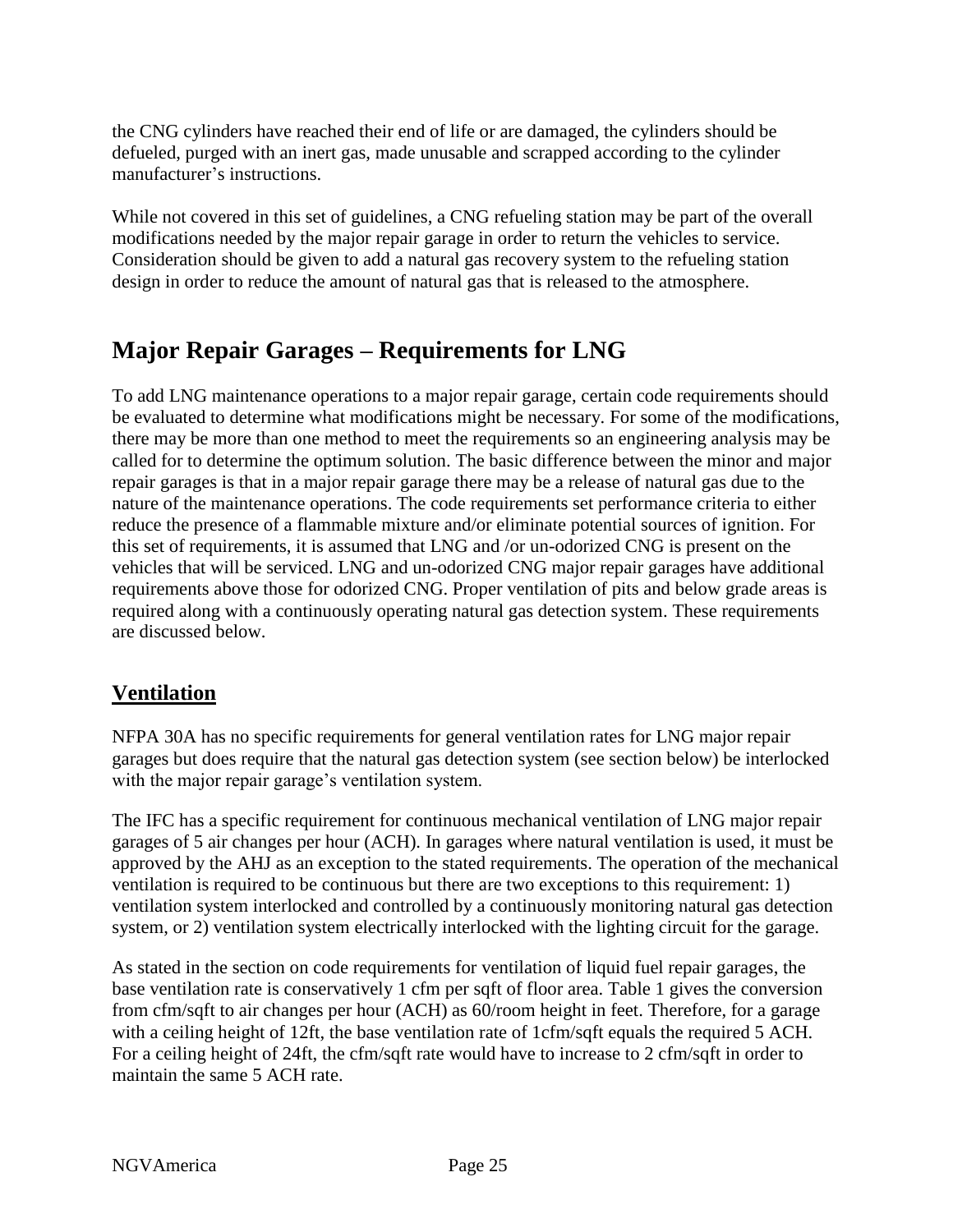the CNG cylinders have reached their end of life or are damaged, the cylinders should be defueled, purged with an inert gas, made unusable and scrapped according to the cylinder manufacturer's instructions.

While not covered in this set of guidelines, a CNG refueling station may be part of the overall modifications needed by the major repair garage in order to return the vehicles to service. Consideration should be given to add a natural gas recovery system to the refueling station design in order to reduce the amount of natural gas that is released to the atmosphere.

# Major Repair Garages – Requirements for LNG

To add LNG maintenance operations to a major repair garage, certain code requirements should be evaluated to determine what modifications might be necessary. For some of the modifications, there may be more than one method to meet the requirements so an engineering analysis may be called for to determine the optimum solution. The basic difference between the minor and major repair garages is that in a major repair garage there may be a release of natural gas due to the nature of the maintenance operations. The code requirements set performance criteria to either reduce the presence of a flammable mixture and/or eliminate potential sources of ignition. For this set of requirements, it is assumed that LNG and /or un-odorized CNG is present on the vehicles that will be serviced. LNG and un-odorized CNG major repair garages have additional requirements above those for odorized CNG. Proper ventilation of pits and below grade areas is required along with a continuously operating natural gas detection system. These requirements are discussed below.

## Ventilation

NFPA 30A has no specific requirements for general ventilation rates for LNG major repair garages but does require that the natural gas detection system (see section below) be interlocked with the major repair garage's ventilation system.

The IFC has a specific requirement for continuous mechanical ventilation of LNG major repair garages of 5 air changes per hour (ACH). In garages where natural ventilation is used, it must be approved by the AHJ as an exception to the stated requirements. The operation of the mechanical ventilation is required to be continuous but there are two exceptions to this requirement: 1) ventilation system interlocked and controlled by a continuously monitoring natural gas detection system, or 2) ventilation system electrically interlocked with the lighting circuit for the garage.

As stated in the section on code requirements for ventilation of liquid fuel repair garages, the base ventilation rate is conservatively 1 cfm per sqft of floor area. Table 1 gives the conversion from cfm/sqft to air changes per hour (ACH) as 60/room height in feet. Therefore, for a garage with a ceiling height of 12ft, the base ventilation rate of 1cfm/sqft equals the required 5 ACH. For a ceiling height of 24ft, the cfm/sqft rate would have to increase to 2 cfm/sqft in order to maintain the same 5 ACH rate.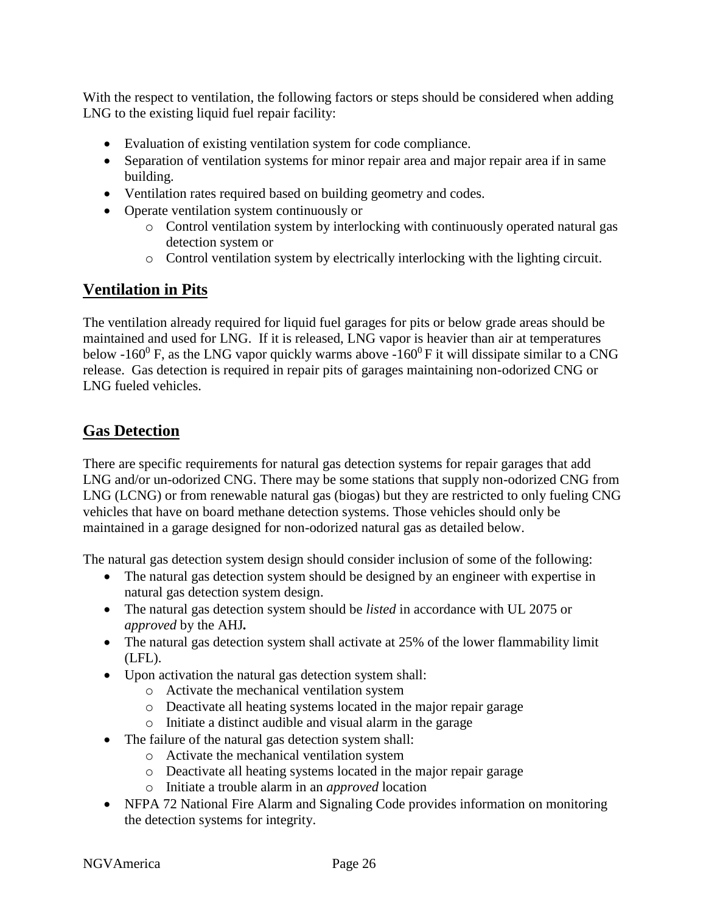With the respect to ventilation, the following factors or steps should be considered when adding LNG to the existing liquid fuel repair facility:

- Evaluation of existing ventilation system for code compliance.
- Separation of ventilation systems for minor repair area and major repair area if in same building.
- Ventilation rates required based on building geometry and codes.
- Operate ventilation system continuously or
  - Control ventilation system by interlocking with continuously operated natural gas detection system or
  - Control ventilation system by electrically interlocking with the lighting circuit.

## Ventilation in Pits

The ventilation already required for liquid fuel garages for pits or below grade areas should be maintained and used for LNG. If it is released, LNG vapor is heavier than air at temperatures below $-160^0$ F, as the LNG vapor quickly warms above $-160^0$ F it will dissipate similar to a CNG release. Gas detection is required in repair pits of garages maintaining non-odorized CNG or LNG fueled vehicles.

## Gas Detection

There are specific requirements for natural gas detection systems for repair garages that add LNG and/or un-odorized CNG. There may be some stations that supply non-odorized CNG from LNG (LCNG) or from renewable natural gas (biogas) but they are restricted to only fueling CNG vehicles that have on board methane detection systems. Those vehicles should only be maintained in a garage designed for non-odorized natural gas as detailed below.

The natural gas detection system design should consider inclusion of some of the following:

- The natural gas detection system should be designed by an engineer with expertise in natural gas detection system design.
- The natural gas detection system should be *listed* in accordance with UL 2075 or *approved* by the AHJ**.**
- The natural gas detection system shall activate at 25% of the lower flammability limit (LFL).
- Upon activation the natural gas detection system shall:
  - Activate the mechanical ventilation system
  - Deactivate all heating systems located in the major repair garage
  - Initiate a distinct audible and visual alarm in the garage
- The failure of the natural gas detection system shall:
  - Activate the mechanical ventilation system
  - Deactivate all heating systems located in the major repair garage
  - Initiate a trouble alarm in an *approved* location
- NFPA 72 National Fire Alarm and Signaling Code provides information on monitoring the detection systems for integrity.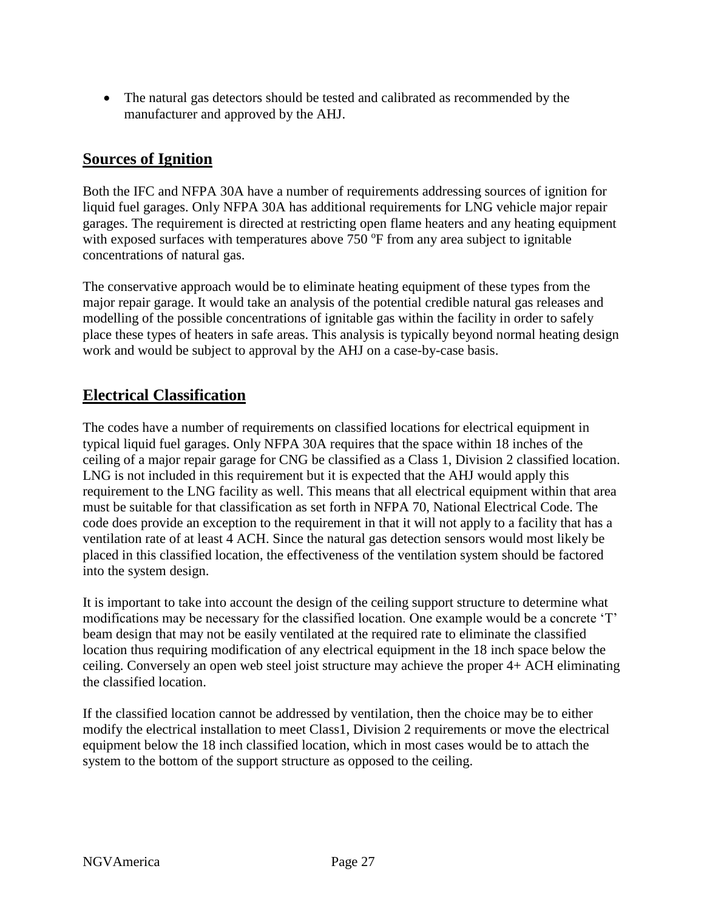- The natural gas detectors should be tested and calibrated as recommended by the manufacturer and approved by the AHJ.

## Sources of Ignition

Both the IFC and NFPA 30A have a number of requirements addressing sources of ignition for liquid fuel garages. Only NFPA 30A has additional requirements for LNG vehicle major repair garages. The requirement is directed at restricting open flame heaters and any heating equipment with exposed surfaces with temperatures above 750 $^{o}$F from any area subject to ignitable concentrations of natural gas.

The conservative approach would be to eliminate heating equipment of these types from the major repair garage. It would take an analysis of the potential credible natural gas releases and modelling of the possible concentrations of ignitable gas within the facility in order to safely place these types of heaters in safe areas. This analysis is typically beyond normal heating design work and would be subject to approval by the AHJ on a case-by-case basis.

## Electrical Classification

The codes have a number of requirements on classified locations for electrical equipment in typical liquid fuel garages. Only NFPA 30A requires that the space within 18 inches of the ceiling of a major repair garage for CNG be classified as a Class 1, Division 2 classified location. LNG is not included in this requirement but it is expected that the AHJ would apply this requirement to the LNG facility as well. This means that all electrical equipment within that area must be suitable for that classification as set forth in NFPA 70, National Electrical Code. The code does provide an exception to the requirement in that it will not apply to a facility that has a ventilation rate of at least 4 ACH. Since the natural gas detection sensors would most likely be placed in this classified location, the effectiveness of the ventilation system should be factored into the system design.

It is important to take into account the design of the ceiling support structure to determine what modifications may be necessary for the classified location. One example would be a concrete 'T' beam design that may not be easily ventilated at the required rate to eliminate the classified location thus requiring modification of any electrical equipment in the 18 inch space below the ceiling. Conversely an open web steel joist structure may achieve the proper 4+ ACH eliminating the classified location.

If the classified location cannot be addressed by ventilation, then the choice may be to either modify the electrical installation to meet Class1, Division 2 requirements or move the electrical equipment below the 18 inch classified location, which in most cases would be to attach the system to the bottom of the support structure as opposed to the ceiling.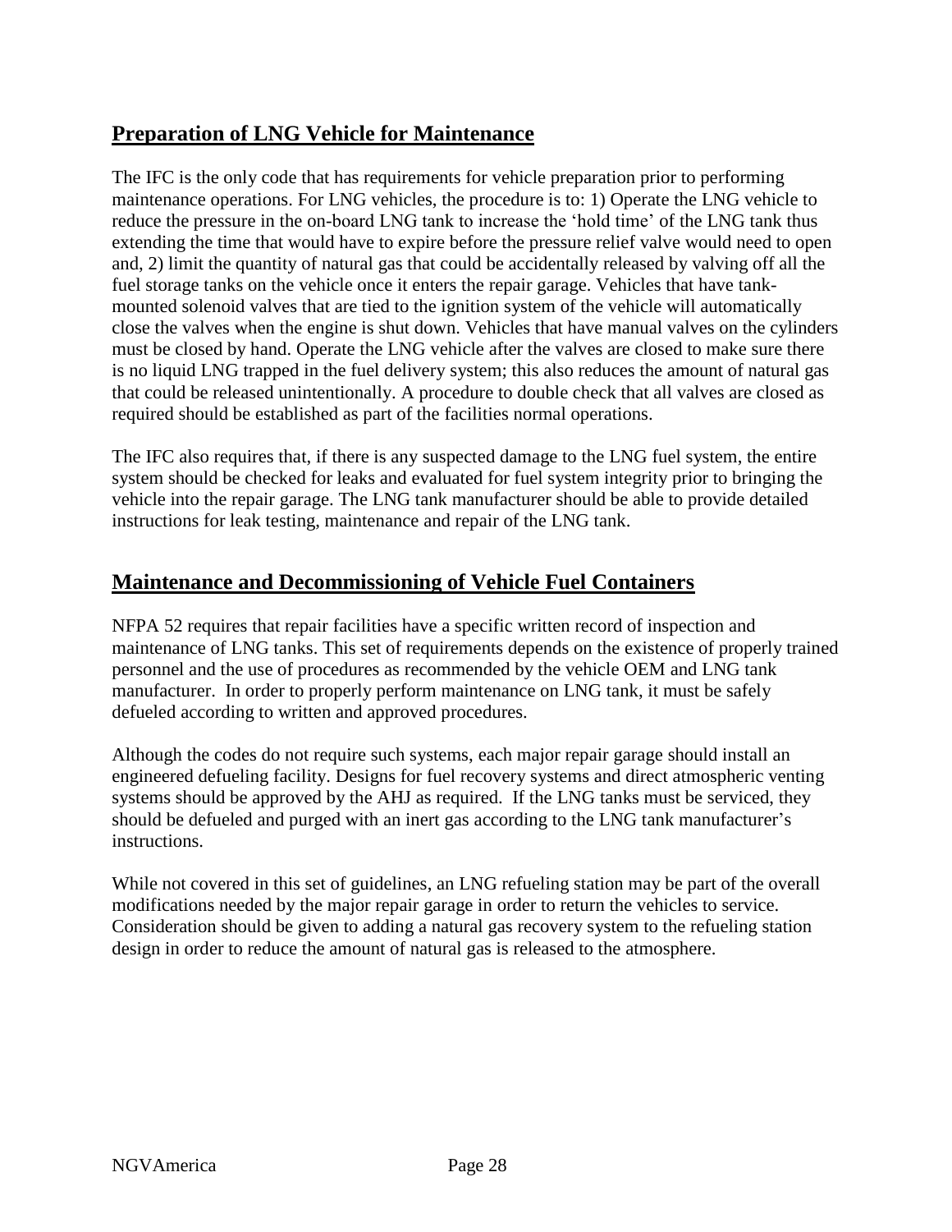## Preparation of LNG Vehicle for Maintenance

The IFC is the only code that has requirements for vehicle preparation prior to performing maintenance operations. For LNG vehicles, the procedure is to: 1) Operate the LNG vehicle to reduce the pressure in the on-board LNG tank to increase the 'hold time' of the LNG tank thus extending the time that would have to expire before the pressure relief valve would need to open and, 2) limit the quantity of natural gas that could be accidentally released by valving off all the fuel storage tanks on the vehicle once it enters the repair garage. Vehicles that have tank-mounted solenoid valves that are tied to the ignition system of the vehicle will automatically close the valves when the engine is shut down. Vehicles that have manual valves on the cylinders must be closed by hand. Operate the LNG vehicle after the valves are closed to make sure there is no liquid LNG trapped in the fuel delivery system; this also reduces the amount of natural gas that could be released unintentionally. A procedure to double check that all valves are closed as required should be established as part of the facilities normal operations.

The IFC also requires that, if there is any suspected damage to the LNG fuel system, the entire system should be checked for leaks and evaluated for fuel system integrity prior to bringing the vehicle into the repair garage. The LNG tank manufacturer should be able to provide detailed instructions for leak testing, maintenance and repair of the LNG tank.

## Maintenance and Decommissioning of Vehicle Fuel Containers

NFPA 52 requires that repair facilities have a specific written record of inspection and maintenance of LNG tanks. This set of requirements depends on the existence of properly trained personnel and the use of procedures as recommended by the vehicle OEM and LNG tank manufacturer. In order to properly perform maintenance on LNG tank, it must be safely defueled according to written and approved procedures.

Although the codes do not require such systems, each major repair garage should install an engineered defueling facility. Designs for fuel recovery systems and direct atmospheric venting systems should be approved by the AHJ as required. If the LNG tanks must be serviced, they should be defueled and purged with an inert gas according to the LNG tank manufacturer's instructions.

While not covered in this set of guidelines, an LNG refueling station may be part of the overall modifications needed by the major repair garage in order to return the vehicles to service. Consideration should be given to adding a natural gas recovery system to the refueling station design in order to reduce the amount of natural gas is released to the atmosphere.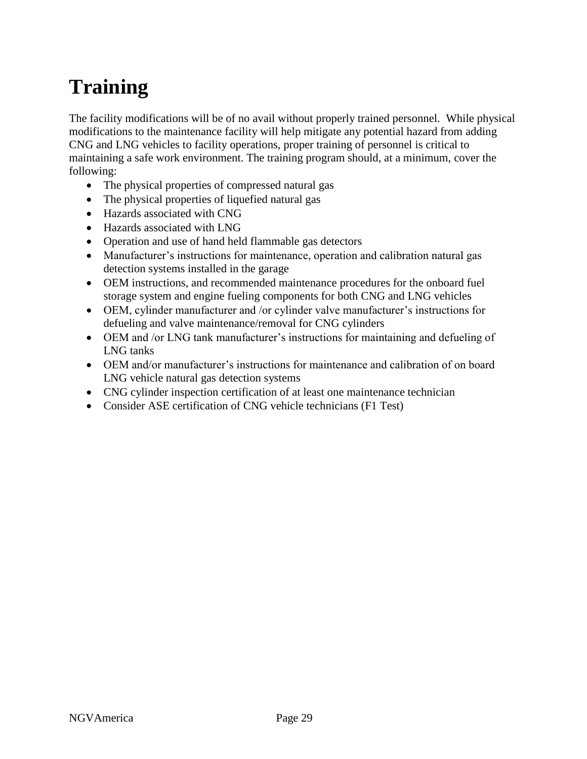# Training

The facility modifications will be of no avail without properly trained personnel.  While physical modifications to the maintenance facility will help mitigate any potential hazard from adding CNG and LNG vehicles to facility operations, proper training of personnel is critical to maintaining a safe work environment. The training program should, at a minimum, cover the following:

- The physical properties of compressed natural gas
- The physical properties of liquefied natural gas
- Hazards associated with CNG
- Hazards associated with LNG
- Operation and use of hand held flammable gas detectors
- Manufacturer's instructions for maintenance, operation and calibration natural gas detection systems installed in the garage
- OEM instructions, and recommended maintenance procedures for the onboard fuel storage system and engine fueling components for both CNG and LNG vehicles
- OEM, cylinder manufacturer and /or cylinder valve manufacturer's instructions for defueling and valve maintenance/removal for CNG cylinders
- OEM and /or LNG tank manufacturer's instructions for maintaining and defueling of LNG tanks
- OEM and/or manufacturer's instructions for maintenance and calibration of on board LNG vehicle natural gas detection systems
- CNG cylinder inspection certification of at least one maintenance technician
- Consider ASE certification of CNG vehicle technicians (F1 Test)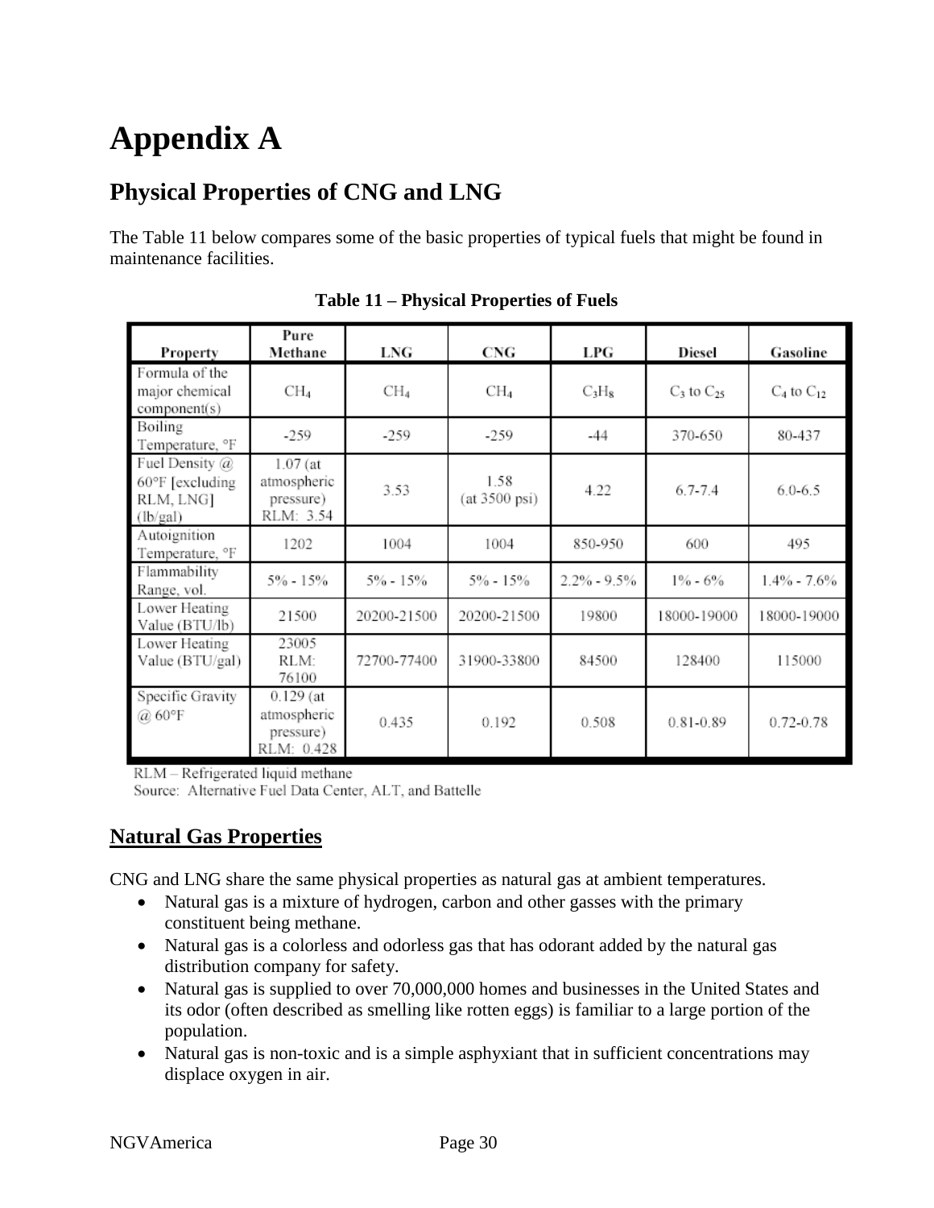# Appendix A

## Physical Properties of CNG and LNG

The Table 11 below compares some of the basic properties of typical fuels that might be found in maintenance facilities.

**Table 11 – Physical Properties of Fuels**

| Property | Pure Methane | LNG | CNG | LPG | Diesel | Gasoline |
|---|---|---|---|---|---|---|
| Formula of the major chemical component(s) | $CH_4$ | $CH_4$ | $CH_4$ | $C_3H_8$ | $C_3$ to $C_{25}$ | $C_4$ to $C_{12}$ |
| Boiling Temperature, °F | -259 | -259 | -259 | -44 | 370-650 | 80-437 |
| Fuel Density @ 60°F [excluding RLM, LNG] (lb/gal) | 1.07 (at atmospheric pressure) RLM: 3.54 | 3.53 | 1.58 (at 3500 psi) | 4.22 | 6.7-7.4 | 6.0-6.5 |
| Autoignition Temperature, °F | 1202 | 1004 | 1004 | 850-950 | 600 | 495 |
| Flammability Range, vol. | 5% - 15% | 5% - 15% | 5% - 15% | 2.2% - 9.5% | 1% - 6% | 1.4% - 7.6% |
| Lower Heating Value (BTU/lb) | 21500 | 20200-21500 | 20200-21500 | 19800 | 18000-19000 | 18000-19000 |
| Lower Heating Value (BTU/gal) | 23005 RLM: 76100 | 72700-77400 | 31900-33800 | 84500 | 128400 | 115000 |
| Specific Gravity @ 60°F | 0.129 (at atmospheric pressure) RLM: 0.428 | 0.435 | 0.192 | 0.508 | 0.81-0.89 | 0.72-0.78 |

RLM – Refrigerated liquid methane
Source: Alternative Fuel Data Center, ALT, and Battelle

## Natural Gas Properties

CNG and LNG share the same physical properties as natural gas at ambient temperatures.

- Natural gas is a mixture of hydrogen, carbon and other gasses with the primary constituent being methane.
- Natural gas is a colorless and odorless gas that has odorant added by the natural gas distribution company for safety.
- Natural gas is supplied to over 70,000,000 homes and businesses in the United States and its odor (often described as smelling like rotten eggs) is familiar to a large portion of the population.
- Natural gas is non-toxic and is a simple asphyxiant that in sufficient concentrations may displace oxygen in air.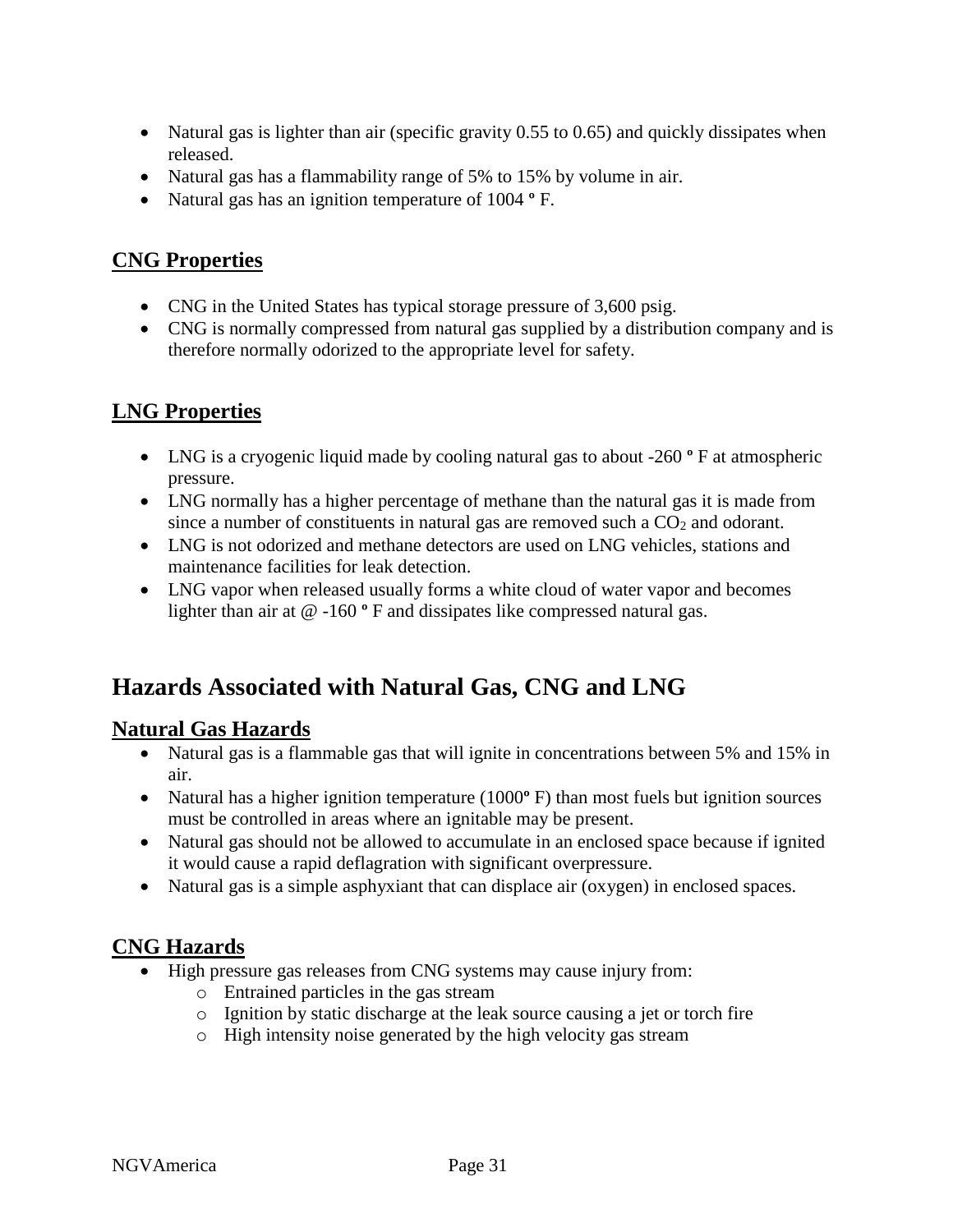- Natural gas is lighter than air (specific gravity 0.55 to 0.65) and quickly dissipates when released.
- Natural gas has a flammability range of 5% to 15% by volume in air.
- Natural gas has an ignition temperature of 1004 º F.

### CNG Properties

- CNG in the United States has typical storage pressure of 3,600 psig.
- CNG is normally compressed from natural gas supplied by a distribution company and is therefore normally odorized to the appropriate level for safety.

### LNG Properties

- LNG is a cryogenic liquid made by cooling natural gas to about -260 º F at atmospheric pressure.
- LNG normally has a higher percentage of methane than the natural gas it is made from since a number of constituents in natural gas are removed such a $CO_2$ and odorant.
- LNG is not odorized and methane detectors are used on LNG vehicles, stations and maintenance facilities for leak detection.
- LNG vapor when released usually forms a white cloud of water vapor and becomes lighter than air at @ -160 º F and dissipates like compressed natural gas.

## Hazards Associated with Natural Gas, CNG and LNG

### Natural Gas Hazards

- Natural gas is a flammable gas that will ignite in concentrations between 5% and 15% in air.
- Natural has a higher ignition temperature (1000º F) than most fuels but ignition sources must be controlled in areas where an ignitable may be present.
- Natural gas should not be allowed to accumulate in an enclosed space because if ignited it would cause a rapid deflagration with significant overpressure.
- Natural gas is a simple asphyxiant that can displace air (oxygen) in enclosed spaces.

### CNG Hazards

- High pressure gas releases from CNG systems may cause injury from:
  - Entrained particles in the gas stream
  - Ignition by static discharge at the leak source causing a jet or torch fire
  - High intensity noise generated by the high velocity gas stream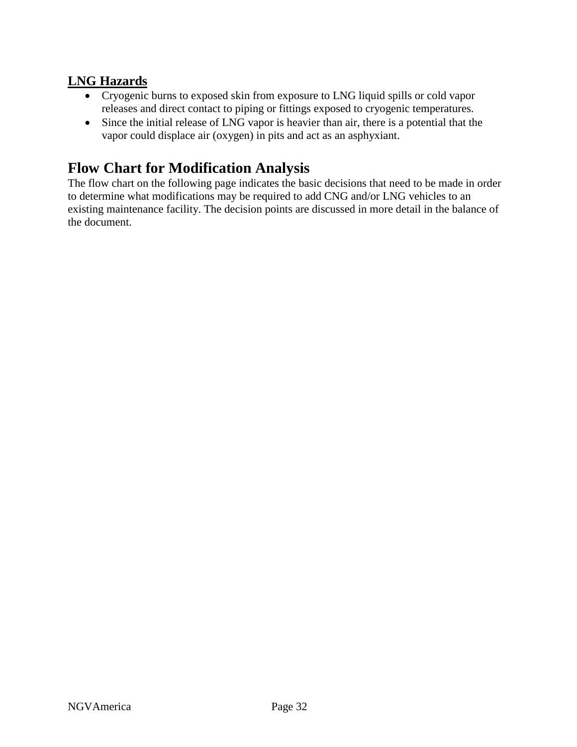### LNG Hazards

- Cryogenic burns to exposed skin from exposure to LNG liquid spills or cold vapor releases and direct contact to piping or fittings exposed to cryogenic temperatures.
- Since the initial release of LNG vapor is heavier than air, there is a potential that the vapor could displace air (oxygen) in pits and act as an asphyxiant.

## Flow Chart for Modification Analysis

The flow chart on the following page indicates the basic decisions that need to be made in order to determine what modifications may be required to add CNG and/or LNG vehicles to an existing maintenance facility. The decision points are discussed in more detail in the balance of the document.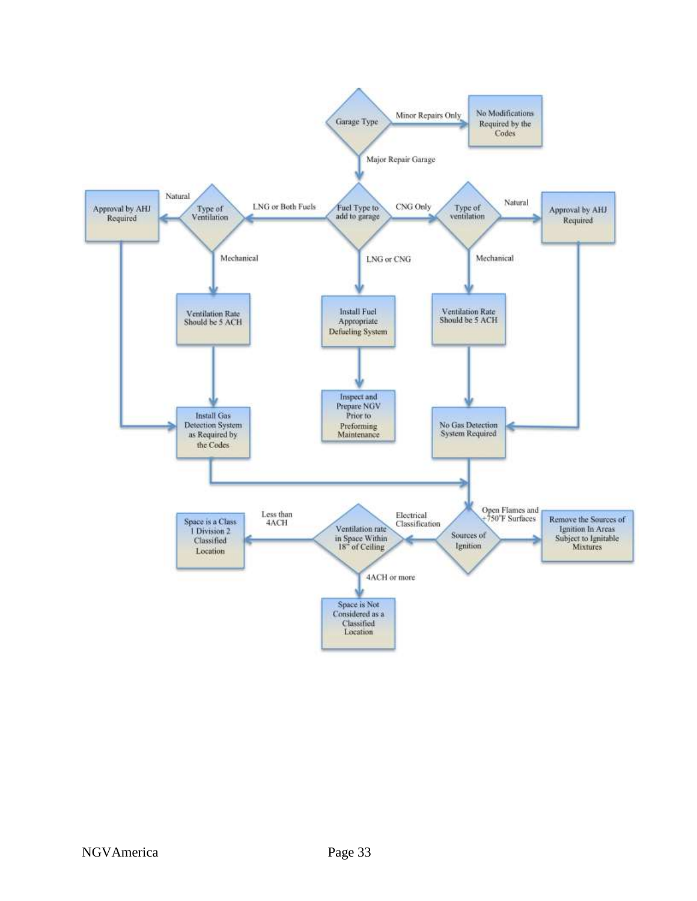Garage Type

Minor Repairs Only

No Modifications Required by the Codes

Major Repair Garage

Fuel Type to add to garage

LNG or Both Fuels

CNG Only

LNG or CNG

Type of Ventilation

Natural

Mechanical

Approval by AHJ Required

Ventilation Rate Should be 5 ACH

Install Gas Detection System as Required by the Codes

Install Fuel Appropriate Defueling System

Inspect and Prepare NGV Prior to Preforming Maintenance

Type of ventilation

Natural

Mechanical

Approval by AHJ Required

Ventilation Rate Should be 5 ACH

No Gas Detection System Required

Sources of Ignition

Open Flames and +750°F Surfaces

Remove the Sources of Ignition In Areas Subject to Ignitable Mixtures

Electrical Classification

Ventilation rate in Space Within 18" of Ceiling

Less than 4ACH

Space is a Class 1 Division 2 Classified Location

4ACH or more

Space is Not Considered as a Classified Location